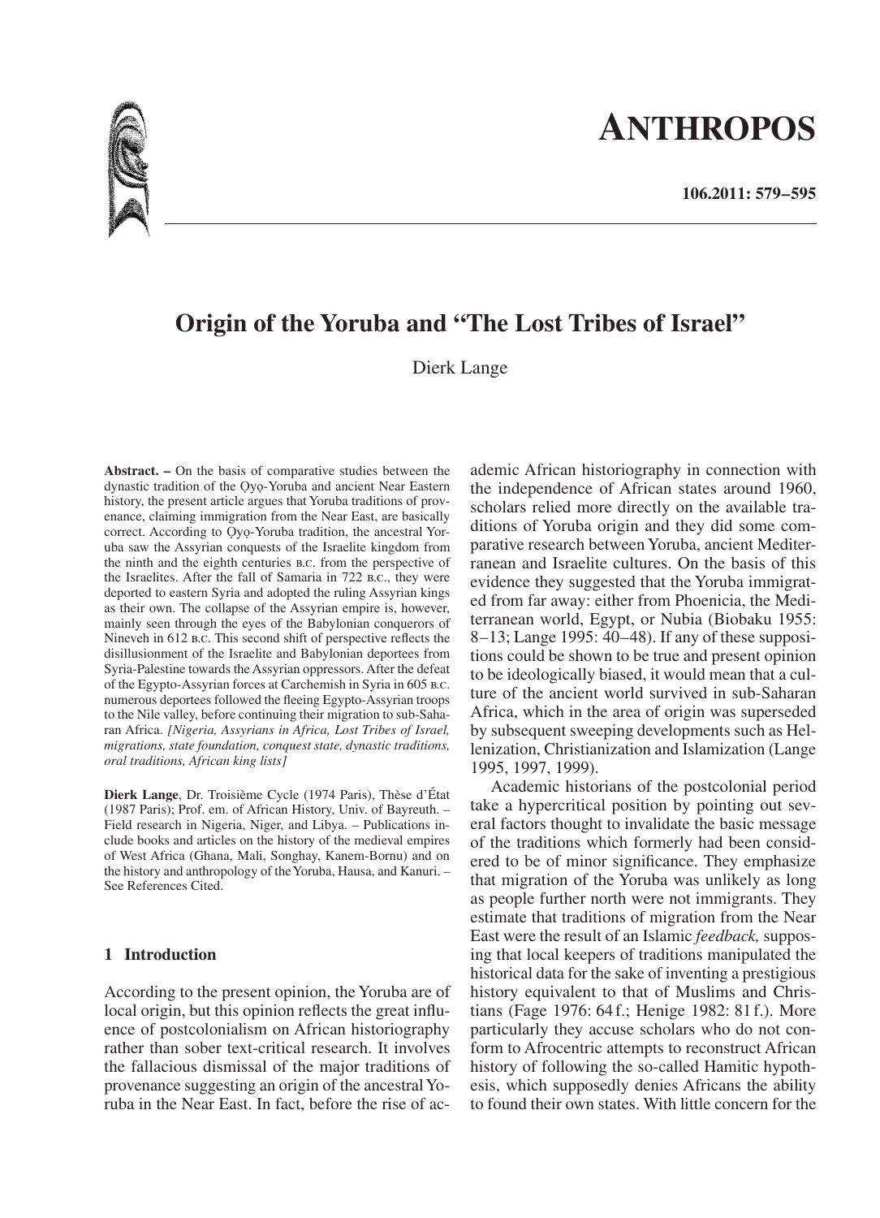# Origin of the Yoruba and "The Lost Tribes of Israel"

Dierk Lange

**Abstract. –** On the basis of comparative studies between the dynastic tradition of the Ọyọ-Yoruba and ancient Near Eastern history, the present article argues that Yoruba traditions of provenance, claiming immigration from the Near East, are basically correct. According to Ọyọ-Yoruba tradition, the ancestral Yoruba saw the Assyrian conquests of the Israelite kingdom from the ninth and the eighth centuries B.C. from the perspective of the Israelites. After the fall of Samaria in 722 B.C., they were deported to eastern Syria and adopted the ruling Assyrian kings as their own. The collapse of the Assyrian empire is, however, mainly seen through the eyes of the Babylonian conquerors of Nineveh in 612 B.C. This second shift of perspective reflects the disillusionment of the Israelite and Babylonian deportees from Syria-Palestine towards the Assyrian oppressors. After the defeat of the Egypto-Assyrian forces at Carchemish in Syria in 605 B.C. numerous deportees followed the fleeing Egypto-Assyrian troops to the Nile valley, before continuing their migration to sub-Saharan Africa. *[Nigeria, Assyrians in Africa, Lost Tribes of Israel, migrations, state foundation, conquest state, dynastic traditions, oral traditions, African king lists]*

**Dierk Lange**, Dr. Troisième Cycle (1974 Paris), Thèse d'État (1987 Paris); Prof. em. of African History, Univ. of Bayreuth. – Field research in Nigeria, Niger, and Libya. – Publications include books and articles on the history of the medieval empires of West Africa (Ghana, Mali, Songhay, Kanem-Bornu) and on the history and anthropology of the Yoruba, Hausa, and Kanuri. – See References Cited.

## 1 Introduction

According to the present opinion, the Yoruba are of local origin, but this opinion reflects the great influence of postcolonialism on African historiography rather than sober text-critical research. It involves the fallacious dismissal of the major traditions of provenance suggesting an origin of the ancestral Yoruba in the Near East. In fact, before the rise of academic African historiography in connection with the independence of African states around 1960, scholars relied more directly on the available traditions of Yoruba origin and they did some comparative research between Yoruba, ancient Mediterranean and Israelite cultures. On the basis of this evidence they suggested that the Yoruba immigrated from far away: either from Phoenicia, the Mediterranean world, Egypt, or Nubia (Biobaku 1955: 8–13; Lange 1995: 40–48). If any of these suppositions could be shown to be true and present opinion to be ideologically biased, it would mean that a culture of the ancient world survived in sub-Saharan Africa, which in the area of origin was superseded by subsequent sweeping developments such as Hellenization, Christianization and Islamization (Lange 1995, 1997, 1999).

Academic historians of the postcolonial period take a hypercritical position by pointing out several factors thought to invalidate the basic message of the traditions which formerly had been considered to be of minor significance. They emphasize that migration of the Yoruba was unlikely as long as people further north were not immigrants. They estimate that traditions of migration from the Near East were the result of an Islamic *feedback,* supposing that local keepers of traditions manipulated the historical data for the sake of inventing a prestigious history equivalent to that of Muslims and Christians (Fage 1976: 64 f.; Henige 1982: 81 f.). More particularly they accuse scholars who do not conform to Afrocentric attempts to reconstruct African history of following the so-called Hamitic hypothesis, which supposedly denies Africans the ability to found their own states. With little concern for the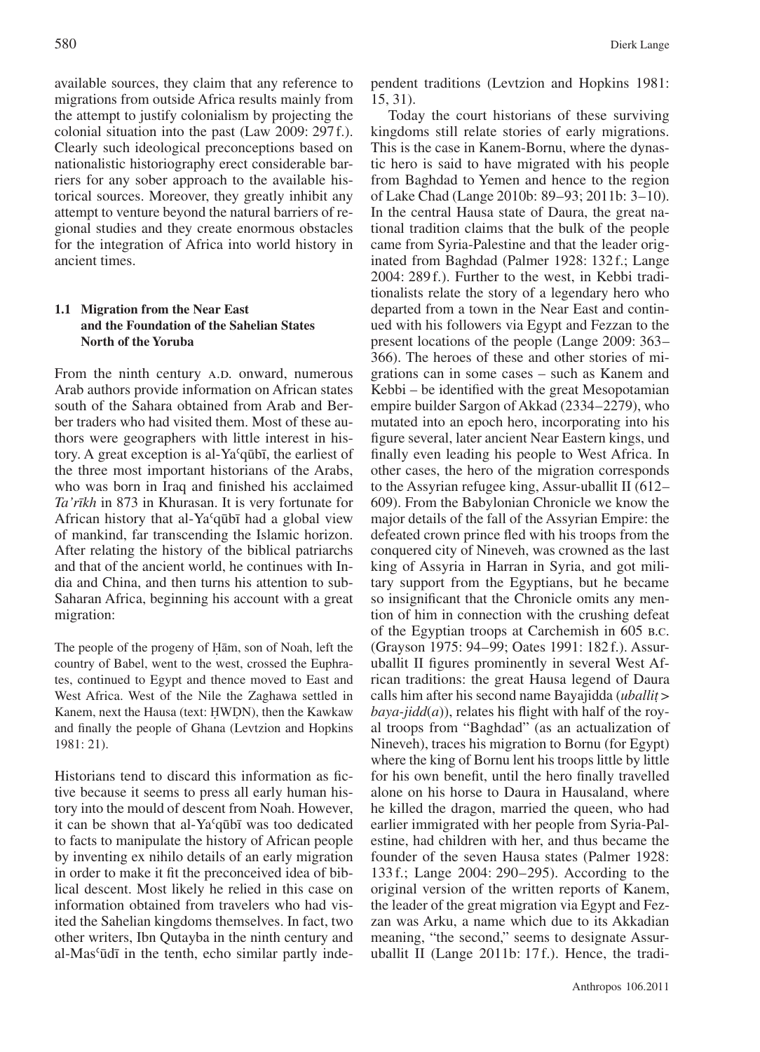available sources, they claim that any reference to migrations from outside Africa results mainly from the attempt to justify colonialism by projecting the colonial situation into the past (Law 2009: 297 f.). Clearly such ideological preconceptions based on nationalistic historiography erect considerable barriers for any sober approach to the available historical sources. Moreover, they greatly inhibit any attempt to venture beyond the natural barriers of regional studies and they create enormous obstacles for the integration of Africa into world history in ancient times.

### 1.1 Migration from the Near East and the Foundation of the Sahelian States North of the Yoruba

From the ninth century A.D. onward, numerous Arab authors provide information on African states south of the Sahara obtained from Arab and Berber traders who had visited them. Most of these authors were geographers with little interest in history. A great exception is al-Yaʿqūbī, the earliest of the three most important historians of the Arabs, who was born in Iraq and finished his acclaimed *Ta'rīkh* in 873 in Khurasan. It is very fortunate for African history that al-Yaʿqūbī had a global view of mankind, far transcending the Islamic horizon. After relating the history of the biblical patriarchs and that of the ancient world, he continues with India and China, and then turns his attention to sub-Saharan Africa, beginning his account with a great migration:

> The people of the progeny of Ḥām, son of Noah, left the country of Babel, went to the west, crossed the Euphrates, continued to Egypt and thence moved to East and West Africa. West of the Nile the Zaghawa settled in Kanem, next the Hausa (text: ḤWḌN), then the Kawkaw and finally the people of Ghana (Levtzion and Hopkins 1981: 21).

Historians tend to discard this information as fictive because it seems to press all early human history into the mould of descent from Noah. However, it can be shown that al-Yaʿqūbī was too dedicated to facts to manipulate the history of African people by inventing ex nihilo details of an early migration in order to make it fit the preconceived idea of biblical descent. Most likely he relied in this case on information obtained from travelers who had visited the Sahelian kingdoms themselves. In fact, two other writers, Ibn Qutayba in the ninth century and al-Masʿūdī in the tenth, echo similar partly independent traditions (Levtzion and Hopkins 1981: 15, 31).

Today the court historians of these surviving kingdoms still relate stories of early migrations. This is the case in Kanem-Bornu, where the dynastic hero is said to have migrated with his people from Baghdad to Yemen and hence to the region of Lake Chad (Lange 2010b: 89–93; 2011b: 3–10). In the central Hausa state of Daura, the great national tradition claims that the bulk of the people came from Syria-Palestine and that the leader originated from Baghdad (Palmer 1928: 132 f.; Lange 2004: 289 f.). Further to the west, in Kebbi traditionalists relate the story of a legendary hero who departed from a town in the Near East and continued with his followers via Egypt and Fezzan to the present locations of the people (Lange 2009: 363–366). The heroes of these and other stories of migrations can in some cases – such as Kanem and Kebbi – be identified with the great Mesopotamian empire builder Sargon of Akkad (2334–2279), who mutated into an epoch hero, incorporating into his figure several, later ancient Near Eastern kings, und finally even leading his people to West Africa. In other cases, the hero of the migration corresponds to the Assyrian refugee king, Assur-uballit II (612–609). From the Babylonian Chronicle we know the major details of the fall of the Assyrian Empire: the defeated crown prince fled with his troops from the conquered city of Nineveh, was crowned as the last king of Assyria in Harran in Syria, and got military support from the Egyptians, but he became so insignificant that the Chronicle omits any mention of him in connection with the crushing defeat of the Egyptian troops at Carchemish in 605 B.C. (Grayson 1975: 94–99; Oates 1991: 182 f.). Assur-uballit II figures prominently in several West African traditions: the great Hausa legend of Daura calls him after his second name Bayajidda (*uballiṭ* > *baya-jidd*(*a*)), relates his flight with half of the royal troops from "Baghdad" (as an actualization of Nineveh), traces his migration to Bornu (for Egypt) where the king of Bornu lent his troops little by little for his own benefit, until the hero finally travelled alone on his horse to Daura in Hausaland, where he killed the dragon, married the queen, who had earlier immigrated with her people from Syria-Palestine, had children with her, and thus became the founder of the seven Hausa states (Palmer 1928: 133 f.; Lange 2004: 290–295). According to the original version of the written reports of Kanem, the leader of the great migration via Egypt and Fezzan was Arku, a name which due to its Akkadian meaning, "the second," seems to designate Assur-uballit II (Lange 2011b: 17 f.). Hence, the tradi-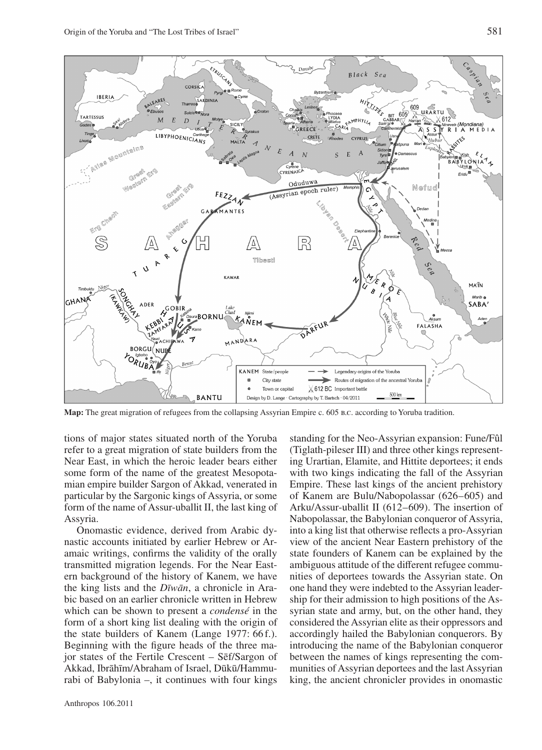**Map:** The great migration of refugees from the collapsing Assyrian Empire c. 605 B.C. according to Yoruba tradition.

tions of major states situated north of the Yoruba refer to a great migration of state builders from the Near East, in which the heroic leader bears either some form of the name of the greatest Mesopotamian empire builder Sargon of Akkad, venerated in particular by the Sargonic kings of Assyria, or some form of the name of Assur-uballit II, the last king of Assyria.

Onomastic evidence, derived from Arabic dynastic accounts initiated by earlier Hebrew or Aramaic writings, confirms the validity of the orally transmitted migration legends. For the Near Eastern background of the history of Kanem, we have the king lists and the *Dīwān*, a chronicle in Arabic based on an earlier chronicle written in Hebrew which can be shown to present a *condensé* in the form of a short king list dealing with the origin of the state builders of Kanem (Lange 1977: 66 f.). Beginning with the figure heads of the three major states of the Fertile Crescent – Sēf/Sargon of Akkad, Ibrāhīm/Abraham of Israel, Dūkū/Hammurabi of Babylonia –, it continues with four kings standing for the Neo-Assyrian expansion: Fune/Fûl (Tiglath-pileser III) and three other kings representing Urartian, Elamite, and Hittite deportees; it ends with two kings indicating the fall of the Assyrian Empire. These last kings of the ancient prehistory of Kanem are Bulu/Nabopolassar (626–605) and Arku/Assur-uballit II (612–609). The insertion of Nabopolassar, the Babylonian conqueror of Assyria, into a king list that otherwise reflects a pro-Assyrian view of the ancient Near Eastern prehistory of the state founders of Kanem can be explained by the ambiguous attitude of the different refugee communities of deportees towards the Assyrian state. On one hand they were indebted to the Assyrian leadership for their admission to high positions of the Assyrian state and army, but, on the other hand, they considered the Assyrian elite as their oppressors and accordingly hailed the Babylonian conquerors. By introducing the name of the Babylonian conqueror between the names of kings representing the communities of Assyrian deportees and the last Assyrian king, the ancient chronicler provides in onomastic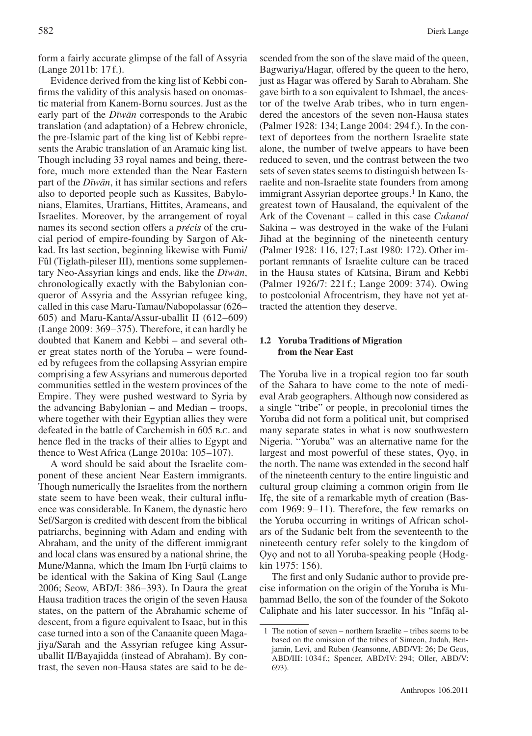form a fairly accurate glimpse of the fall of Assyria (Lange 2011b: 17 f.).

Evidence derived from the king list of Kebbi confirms the validity of this analysis based on onomastic material from Kanem-Bornu sources. Just as the early part of the *Dīwān* corresponds to the Arabic translation (and adaptation) of a Hebrew chronicle, the pre-Islamic part of the king list of Kebbi represents the Arabic translation of an Aramaic king list. Though including 33 royal names and being, therefore, much more extended than the Near Eastern part of the *Dīwān*, it has similar sections and refers also to deported people such as Kassites, Babylonians, Elamites, Urartians, Hittites, Arameans, and Israelites. Moreover, by the arrangement of royal names its second section offers a *précis* of the crucial period of empire-founding by Sargon of Akkad. Its last section, beginning likewise with Fumi/Fûl (Tiglath-pileser III), mentions some supplementary Neo-Assyrian kings and ends, like the *Dīwān*, chronologically exactly with the Babylonian conqueror of Assyria and the Assyrian refugee king, called in this case Maru-Tamau/Nabopolassar (626–605) and Maru-Kanta/Assur-uballit II (612–609) (Lange 2009: 369–375). Therefore, it can hardly be doubted that Kanem and Kebbi – and several other great states north of the Yoruba – were founded by refugees from the collapsing Assyrian empire comprising a few Assyrians and numerous deported communities settled in the western provinces of the Empire. They were pushed westward to Syria by the advancing Babylonian – and Median – troops, where together with their Egyptian allies they were defeated in the battle of Carchemish in 605 B.C. and hence fled in the tracks of their allies to Egypt and thence to West Africa (Lange 2010a: 105–107).

A word should be said about the Israelite component of these ancient Near Eastern immigrants. Though numerically the Israelites from the northern state seem to have been weak, their cultural influence was considerable. In Kanem, the dynastic hero Sef/Sargon is credited with descent from the biblical patriarchs, beginning with Adam and ending with Abraham, and the unity of the different immigrant and local clans was ensured by a national shrine, the Mune/Manna, which the Imam Ibn Furṭū claims to be identical with the Sakina of King Saul (Lange 2006; Seow, ABD/I: 386–393). In Daura the great Hausa tradition traces the origin of the seven Hausa states, on the pattern of the Abrahamic scheme of descent, from a figure equivalent to Isaac, but in this case turned into a son of the Canaanite queen Magajiya/Sarah and the Assyrian refugee king Assur-uballit II/Bayajidda (instead of Abraham). By contrast, the seven non-Hausa states are said to be descended from the son of the slave maid of the queen, Bagwariya/Hagar, offered by the queen to the hero, just as Hagar was offered by Sarah to Abraham. She gave birth to a son equivalent to Ishmael, the ancestor of the twelve Arab tribes, who in turn engendered the ancestors of the seven non-Hausa states (Palmer 1928: 134; Lange 2004: 294 f.). In the context of deportees from the northern Israelite state alone, the number of twelve appears to have been reduced to seven, und the contrast between the two sets of seven states seems to distinguish between Israelite and non-Israelite state founders from among immigrant Assyrian deportee groups.[1] In Kano, the greatest town of Hausaland, the equivalent of the Ark of the Covenant – called in this case *Cukana*/Sakina – was destroyed in the wake of the Fulani Jihad at the beginning of the nineteenth century (Palmer 1928: 116, 127; Last 1980: 172). Other important remnants of Israelite culture can be traced in the Hausa states of Katsina, Biram and Kebbi (Palmer 1926/7: 221 f.; Lange 2009: 374). Owing to postcolonial Afrocentrism, they have not yet attracted the attention they deserve.

### 1.2 Yoruba Traditions of Migration from the Near East

The Yoruba live in a tropical region too far south of the Sahara to have come to the note of medieval Arab geographers. Although now considered as a single "tribe" or people, in precolonial times the Yoruba did not form a political unit, but comprised many separate states in what is now southwestern Nigeria. "Yoruba" was an alternative name for the largest and most powerful of these states, Ọyọ, in the north. The name was extended in the second half of the nineteenth century to the entire linguistic and cultural group claiming a common origin from Ile Ifẹ, the site of a remarkable myth of creation (Bascom 1969: 9–11). Therefore, the few remarks on the Yoruba occurring in writings of African scholars of the Sudanic belt from the seventeenth to the nineteenth century refer solely to the kingdom of Ọyọ and not to all Yoruba-speaking people (Hodgkin 1975: 156).

The first and only Sudanic author to provide precise information on the origin of the Yoruba is Muḥammad Bello, the son of the founder of the Sokoto Caliphate and his later successor. In his "Infāq al-

[1] The notion of seven – northern Israelite – tribes seems to be based on the omission of the tribes of Simeon, Judah, Benjamin, Levi, and Ruben (Jeansonne, ABD/VI: 26; De Geus, ABD/III: 1034 f.; Spencer, ABD/IV: 294; Oller, ABD/V: 693).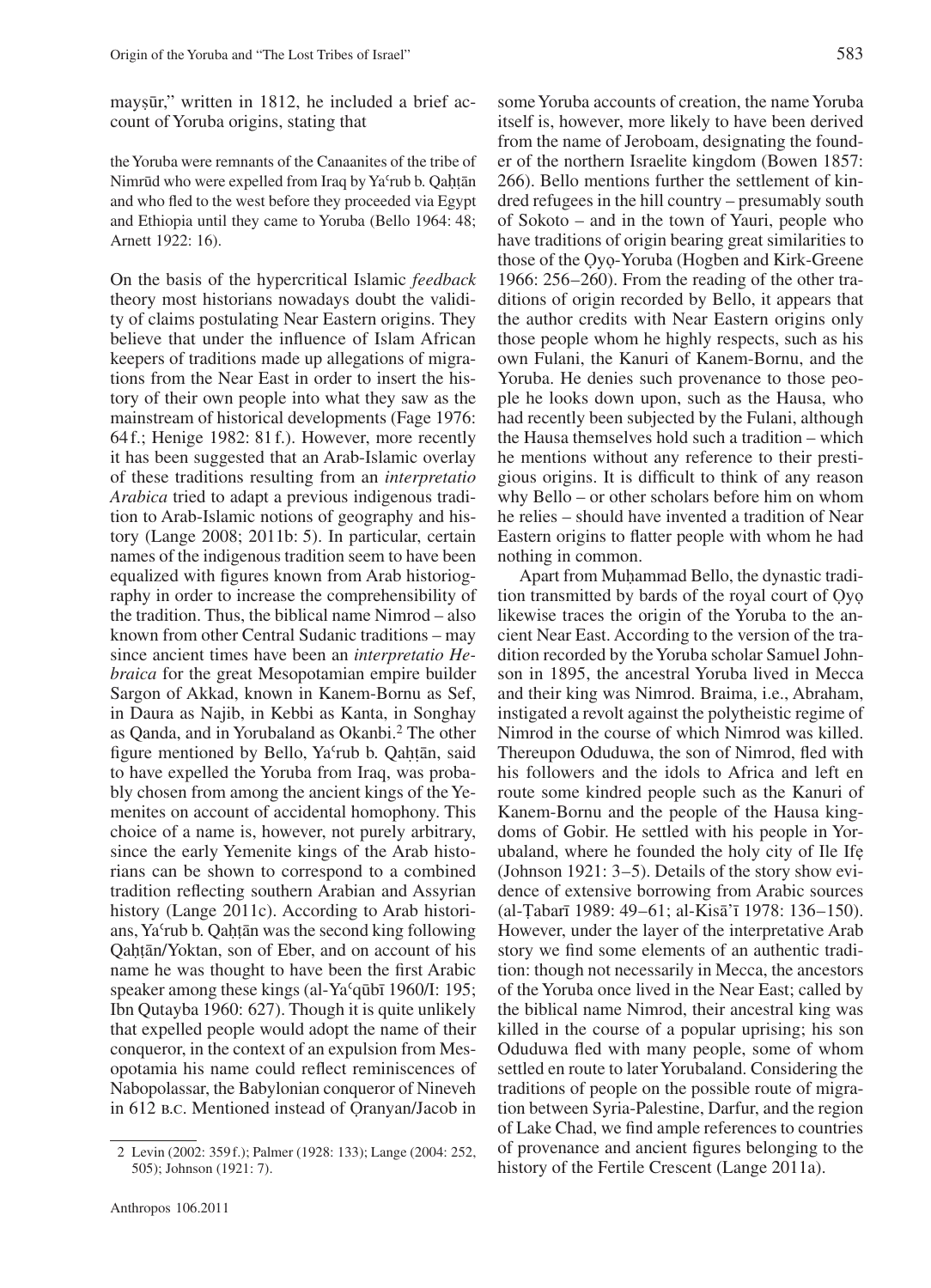mayṣūr," written in 1812, he included a brief account of Yoruba origins, stating that

> the Yoruba were remnants of the Canaanites of the tribe of Nimrūd who were expelled from Iraq by Yaʿrub b. Qaḥṭān and who fled to the west before they proceeded via Egypt and Ethiopia until they came to Yoruba (Bello 1964: 48; Arnett 1922: 16).

On the basis of the hypercritical Islamic *feedback* theory most historians nowadays doubt the validity of claims postulating Near Eastern origins. They believe that under the influence of Islam African keepers of traditions made up allegations of migrations from the Near East in order to insert the history of their own people into what they saw as the mainstream of historical developments (Fage 1976: 64 f.; Henige 1982: 81 f.). However, more recently it has been suggested that an Arab-Islamic overlay of these traditions resulting from an *interpretatio Arabica* tried to adapt a previous indigenous tradition to Arab-Islamic notions of geography and history (Lange 2008; 2011b: 5). In particular, certain names of the indigenous tradition seem to have been equalized with figures known from Arab historiography in order to increase the comprehensibility of the tradition. Thus, the biblical name Nimrod – also known from other Central Sudanic traditions – may since ancient times have been an *interpretatio Hebraica* for the great Mesopotamian empire builder Sargon of Akkad, known in Kanem-Bornu as Sef, in Daura as Najib, in Kebbi as Kanta, in Songhay as Qanda, and in Yorubaland as Okanbi.[2] The other figure mentioned by Bello, Yaʿrub b. Qaḥṭān, said to have expelled the Yoruba from Iraq, was probably chosen from among the ancient kings of the Yemenites on account of accidental homophony. This choice of a name is, however, not purely arbitrary, since the early Yemenite kings of the Arab historians can be shown to correspond to a combined tradition reflecting southern Arabian and Assyrian history (Lange 2011c). According to Arab historians, Yaʿrub b. Qaḥṭān was the second king following Qaḥṭān/Yoktan, son of Eber, and on account of his name he was thought to have been the first Arabic speaker among these kings (al-Yaʿqūbī 1960/I: 195; Ibn Qutayba 1960: 627). Though it is quite unlikely that expelled people would adopt the name of their conqueror, in the context of an expulsion from Mesopotamia his name could reflect reminiscences of Nabopolassar, the Babylonian conqueror of Nineveh in 612 B.C. Mentioned instead of Ọranyan/Jacob in some Yoruba accounts of creation, the name Yoruba itself is, however, more likely to have been derived from the name of Jeroboam, designating the founder of the northern Israelite kingdom (Bowen 1857: 266). Bello mentions further the settlement of kindred refugees in the hill country – presumably south of Sokoto – and in the town of Yauri, people who have traditions of origin bearing great similarities to those of the Ọyọ-Yoruba (Hogben and Kirk-Greene 1966: 256–260). From the reading of the other traditions of origin recorded by Bello, it appears that the author credits with Near Eastern origins only those people whom he highly respects, such as his own Fulani, the Kanuri of Kanem-Bornu, and the Yoruba. He denies such provenance to those people he looks down upon, such as the Hausa, who had recently been subjected by the Fulani, although the Hausa themselves hold such a tradition – which he mentions without any reference to their prestigious origins. It is difficult to think of any reason why Bello – or other scholars before him on whom he relies – should have invented a tradition of Near Eastern origins to flatter people with whom he had nothing in common.

Apart from Muḥammad Bello, the dynastic tradition transmitted by bards of the royal court of Ọyọ likewise traces the origin of the Yoruba to the ancient Near East. According to the version of the tradition recorded by the Yoruba scholar Samuel Johnson in 1895, the ancestral Yoruba lived in Mecca and their king was Nimrod. Braima, i.e., Abraham, instigated a revolt against the polytheistic regime of Nimrod in the course of which Nimrod was killed. Thereupon Oduduwa, the son of Nimrod, fled with his followers and the idols to Africa and left en route some kindred people such as the Kanuri of Kanem-Bornu and the people of the Hausa kingdoms of Gobir. He settled with his people in Yorubaland, where he founded the holy city of Ile Ifẹ (Johnson 1921: 3–5). Details of the story show evidence of extensive borrowing from Arabic sources (al-Ṭabarī 1989: 49–61; al-Kisāʾī 1978: 136–150). However, under the layer of the interpretative Arab story we find some elements of an authentic tradition: though not necessarily in Mecca, the ancestors of the Yoruba once lived in the Near East; called by the biblical name Nimrod, their ancestral king was killed in the course of a popular uprising; his son Oduduwa fled with many people, some of whom settled en route to later Yorubaland. Considering the traditions of people on the possible route of migration between Syria-Palestine, Darfur, and the region of Lake Chad, we find ample references to countries of provenance and ancient figures belonging to the history of the Fertile Crescent (Lange 2011a).

---

2 Levin (2002: 359 f.); Palmer (1928: 133); Lange (2004: 252, 505); Johnson (1921: 7).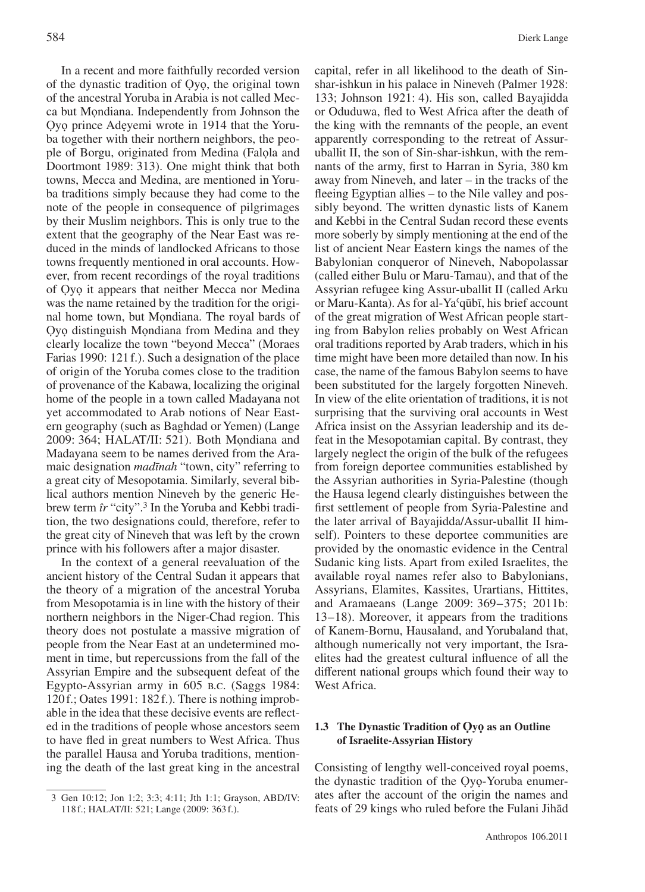In a recent and more faithfully recorded version of the dynastic tradition of Ọyọ, the original town of the ancestral Yoruba in Arabia is not called Mecca but Mọndiana. Independently from Johnson the Ọyọ prince Adẹyemi wrote in 1914 that the Yoruba together with their northern neighbors, the people of Borgu, originated from Medina (Falọla and Doortmont 1989: 313). One might think that both towns, Mecca and Medina, are mentioned in Yoruba traditions simply because they had come to the note of the people in consequence of pilgrimages by their Muslim neighbors. This is only true to the extent that the geography of the Near East was reduced in the minds of landlocked Africans to those towns frequently mentioned in oral accounts. However, from recent recordings of the royal traditions of Ọyọ it appears that neither Mecca nor Medina was the name retained by the tradition for the original home town, but Mọndiana. The royal bards of Ọyọ distinguish Mọndiana from Medina and they clearly localize the town "beyond Mecca" (Moraes Farias 1990: 121 f.). Such a designation of the place of origin of the Yoruba comes close to the tradition of provenance of the Kabawa, localizing the original home of the people in a town called Madayana not yet accommodated to Arab notions of Near Eastern geography (such as Baghdad or Yemen) (Lange 2009: 364; HALAT/II: 521). Both Mọndiana and Madayana seem to be names derived from the Aramaic designation *madīnah* "town, city" referring to a great city of Mesopotamia. Similarly, several biblical authors mention Nineveh by the generic Hebrew term *îr* "city".[3] In the Yoruba and Kebbi tradition, the two designations could, therefore, refer to the great city of Nineveh that was left by the crown prince with his followers after a major disaster.

In the context of a general reevaluation of the ancient history of the Central Sudan it appears that the theory of a migration of the ancestral Yoruba from Mesopotamia is in line with the history of their northern neighbors in the Niger-Chad region. This theory does not postulate a massive migration of people from the Near East at an undetermined moment in time, but repercussions from the fall of the Assyrian Empire and the subsequent defeat of the Egypto-Assyrian army in 605 B.C. (Saggs 1984: 120 f.; Oates 1991: 182 f.). There is nothing improbable in the idea that these decisive events are reflected in the traditions of people whose ancestors seem to have fled in great numbers to West Africa. Thus the parallel Hausa and Yoruba traditions, mentioning the death of the last great king in the ancestral capital, refer in all likelihood to the death of Sin-shar-ishkun in his palace in Nineveh (Palmer 1928: 133; Johnson 1921: 4). His son, called Bayajidda or Oduduwa, fled to West Africa after the death of the king with the remnants of the people, an event apparently corresponding to the retreat of Assur-uballit II, the son of Sin-shar-ishkun, with the remnants of the army, first to Harran in Syria, 380 km away from Nineveh, and later – in the tracks of the fleeing Egyptian allies – to the Nile valley and possibly beyond. The written dynastic lists of Kanem and Kebbi in the Central Sudan record these events more soberly by simply mentioning at the end of the list of ancient Near Eastern kings the names of the Babylonian conqueror of Nineveh, Nabopolassar (called either Bulu or Maru-Tamau), and that of the Assyrian refugee king Assur-uballit II (called Arku or Maru-Kanta). As for al-Yaʿqūbī, his brief account of the great migration of West African people starting from Babylon relies probably on West African oral traditions reported by Arab traders, which in his time might have been more detailed than now. In his case, the name of the famous Babylon seems to have been substituted for the largely forgotten Nineveh. In view of the elite orientation of traditions, it is not surprising that the surviving oral accounts in West Africa insist on the Assyrian leadership and its defeat in the Mesopotamian capital. By contrast, they largely neglect the origin of the bulk of the refugees from foreign deportee communities established by the Assyrian authorities in Syria-Palestine (though the Hausa legend clearly distinguishes between the first settlement of people from Syria-Palestine and the later arrival of Bayajidda/Assur-uballit II himself). Pointers to these deportee communities are provided by the onomastic evidence in the Central Sudanic king lists. Apart from exiled Israelites, the available royal names refer also to Babylonians, Assyrians, Elamites, Kassites, Urartians, Hittites, and Aramaeans (Lange 2009: 369–375; 2011b: 13–18). Moreover, it appears from the traditions of Kanem-Bornu, Hausaland, and Yorubaland that, although numerically not very important, the Israelites had the greatest cultural influence of all the different national groups which found their way to West Africa.

### 1.3 The Dynastic Tradition of Ọyọ as an Outline of Israelite-Assyrian History

Consisting of lengthy well-conceived royal poems, the dynastic tradition of the Ọyọ-Yoruba enumerates after the account of the origin the names and feats of 29 kings who ruled before the Fulani Jihād

3 Gen 10:12; Jon 1:2; 3:3; 4:11; Jth 1:1; Grayson, ABD/IV: 118 f.; HALAT/II: 521; Lange (2009: 363 f.).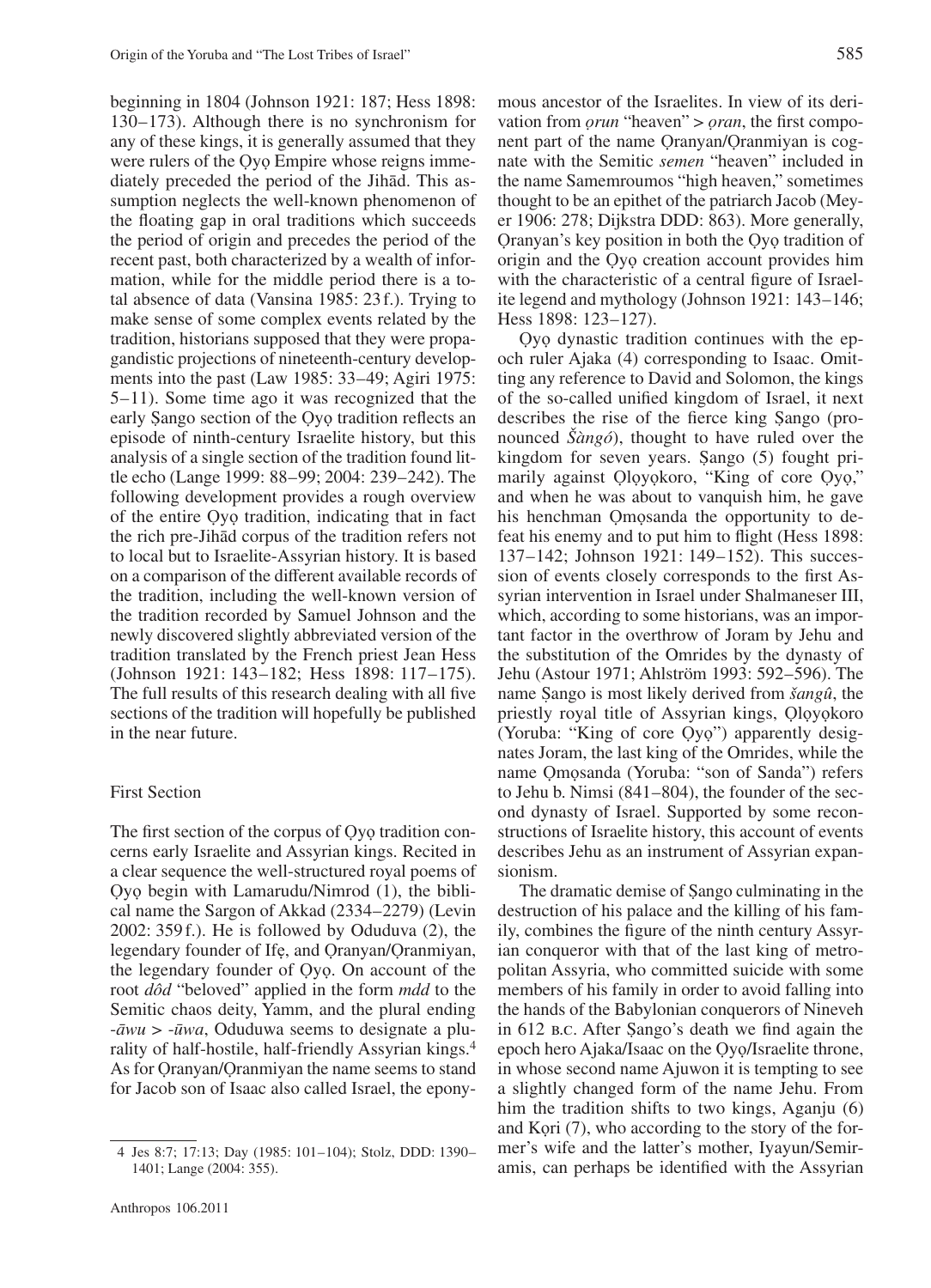beginning in 1804 (Johnson 1921: 187; Hess 1898: 130–173). Although there is no synchronism for any of these kings, it is generally assumed that they were rulers of the Ọyọ Empire whose reigns immediately preceded the period of the Jihād. This assumption neglects the well-known phenomenon of the floating gap in oral traditions which succeeds the period of origin and precedes the period of the recent past, both characterized by a wealth of information, while for the middle period there is a total absence of data (Vansina 1985: 23 f.). Trying to make sense of some complex events related by the tradition, historians supposed that they were propagandistic projections of nineteenth-century developments into the past (Law 1985: 33–49; Agiri 1975: 5–11). Some time ago it was recognized that the early Ṣango section of the Ọyọ tradition reflects an episode of ninth-century Israelite history, but this analysis of a single section of the tradition found little echo (Lange 1999: 88–99; 2004: 239–242). The following development provides a rough overview of the entire Ọyọ tradition, indicating that in fact the rich pre-Jihād corpus of the tradition refers not to local but to Israelite-Assyrian history. It is based on a comparison of the different available records of the tradition, including the well-known version of the tradition recorded by Samuel Johnson and the newly discovered slightly abbreviated version of the tradition translated by the French priest Jean Hess (Johnson 1921: 143–182; Hess 1898: 117–175). The full results of this research dealing with all five sections of the tradition will hopefully be published in the near future.

## First Section

The first section of the corpus of Ọyọ tradition concerns early Israelite and Assyrian kings. Recited in a clear sequence the well-structured royal poems of Ọyọ begin with Lamarudu/Nimrod (1), the biblical name the Sargon of Akkad (2334–2279) (Levin 2002: 359 f.). He is followed by Oduduva (2), the legendary founder of Ifẹ, and Ọranyan/Ọranmiyan, the legendary founder of Ọyọ. On account of the root *dôd* "beloved" applied in the form *mdd* to the Semitic chaos deity, Yamm, and the plural ending *-āwu* > *-ūwa*, Oduduwa seems to designate a plurality of half-hostile, half-friendly Assyrian kings.[4] As for Ọranyan/Ọranmiyan the name seems to stand for Jacob son of Isaac also called Israel, the eponymous ancestor of the Israelites. In view of its derivation from *ọrun* "heaven" > *ọran*, the first component part of the name Ọranyan/Ọranmiyan is cognate with the Semitic *semen* "heaven" included in the name Samemroumos "high heaven," sometimes thought to be an epithet of the patriarch Jacob (Meyer 1906: 278; Dijkstra DDD: 863). More generally, Ọranyan's key position in both the Ọyọ tradition of origin and the Ọyọ creation account provides him with the characteristic of a central figure of Israelite legend and mythology (Johnson 1921: 143–146; Hess 1898: 123–127).

Ọyọ dynastic tradition continues with the epoch ruler Ajaka (4) corresponding to Isaac. Omitting any reference to David and Solomon, the kings of the so-called unified kingdom of Israel, it next describes the rise of the fierce king Ṣango (pronounced *Šàngó*), thought to have ruled over the kingdom for seven years. Ṣango (5) fought primarily against Ọlọyọkoro, "King of core Ọyọ," and when he was about to vanquish him, he gave his henchman Ọmọsanda the opportunity to defeat his enemy and to put him to flight (Hess 1898: 137–142; Johnson 1921: 149–152). This succession of events closely corresponds to the first Assyrian intervention in Israel under Shalmaneser III, which, according to some historians, was an important factor in the overthrow of Joram by Jehu and the substitution of the Omrides by the dynasty of Jehu (Astour 1971; Ahlström 1993: 592–596). The name Ṣango is most likely derived from *šangû*, the priestly royal title of Assyrian kings, Ọlọyọkoro (Yoruba: "King of core Ọyọ") apparently designates Joram, the last king of the Omrides, while the name Ọmọsanda (Yoruba: "son of Sanda") refers to Jehu b. Nimsi (841–804), the founder of the second dynasty of Israel. Supported by some reconstructions of Israelite history, this account of events describes Jehu as an instrument of Assyrian expansionism.

The dramatic demise of Ṣango culminating in the destruction of his palace and the killing of his family, combines the figure of the ninth century Assyrian conqueror with that of the last king of metropolitan Assyria, who committed suicide with some members of his family in order to avoid falling into the hands of the Babylonian conquerors of Nineveh in 612 B.C. After Ṣango's death we find again the epoch hero Ajaka/Isaac on the Ọyọ/Israelite throne, in whose second name Ajuwon it is tempting to see a slightly changed form of the name Jehu. From him the tradition shifts to two kings, Aganju (6) and Kọri (7), who according to the story of the former's wife and the latter's mother, Iyayun/Semiramis, can perhaps be identified with the Assyrian

4 Jes 8:7; 17:13; Day (1985: 101–104); Stolz, DDD: 1390–1401; Lange (2004: 355).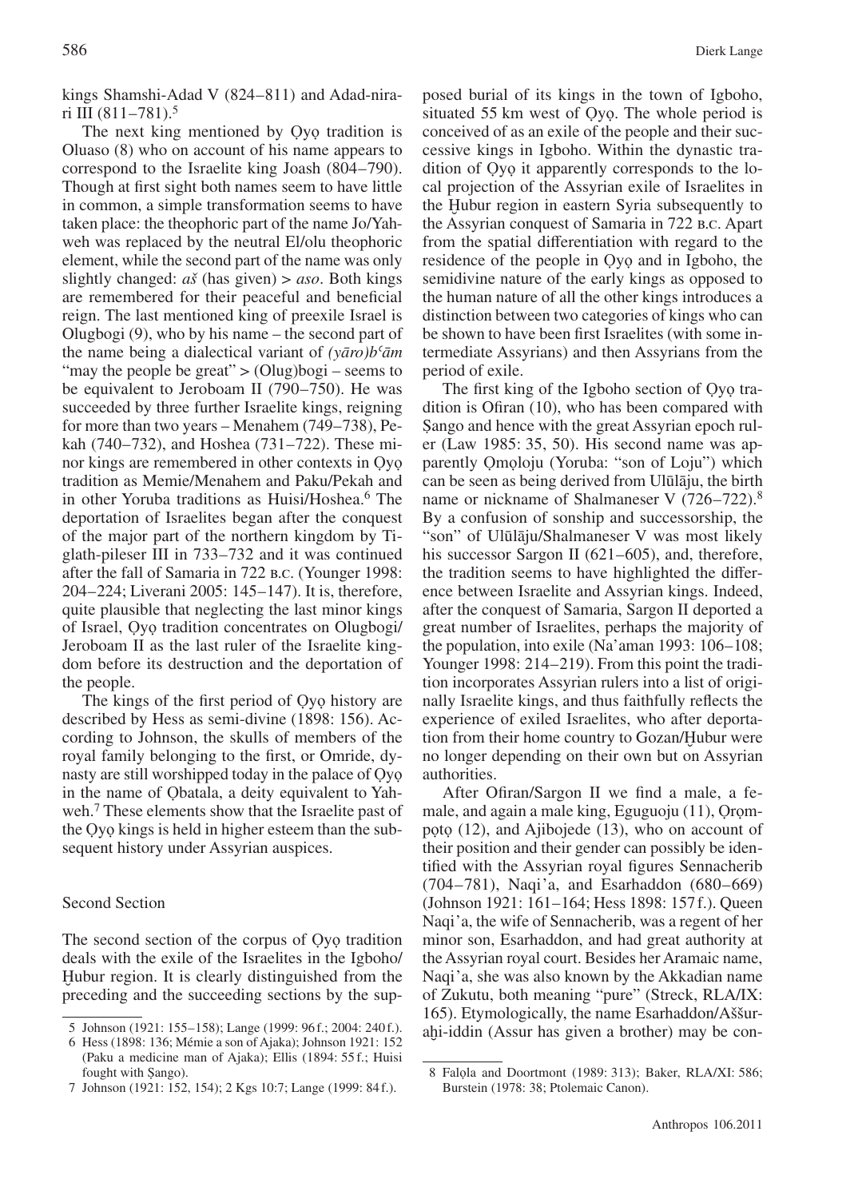kings Shamshi-Adad V (824–811) and Adad-nirari III (811–781).[5]

The next king mentioned by Ọyọ tradition is Oluaso (8) who on account of his name appears to correspond to the Israelite king Joash (804–790). Though at first sight both names seem to have little in common, a simple transformation seems to have taken place: the theophoric part of the name Jo/Yahweh was replaced by the neutral El/olu theophoric element, while the second part of the name was only slightly changed: *aš* (has given) > *aso*. Both kings are remembered for their peaceful and beneficial reign. The last mentioned king of preexile Israel is Olugbogi (9), who by his name – the second part of the name being a dialectical variant of *(yāro)bʿām* "may the people be great" > (Olug)bogi – seems to be equivalent to Jeroboam II (790–750). He was succeeded by three further Israelite kings, reigning for more than two years – Menahem (749–738), Pekah (740–732), and Hoshea (731–722). These minor kings are remembered in other contexts in Ọyọ tradition as Memie/Menahem and Paku/Pekah and in other Yoruba traditions as Huisi/Hoshea.[6] The deportation of Israelites began after the conquest of the major part of the northern kingdom by Tiglath-pileser III in 733–732 and it was continued after the fall of Samaria in 722 B.C. (Younger 1998: 204–224; Liverani 2005: 145–147). It is, therefore, quite plausible that neglecting the last minor kings of Israel, Ọyọ tradition concentrates on Olugbogi/Jeroboam II as the last ruler of the Israelite kingdom before its destruction and the deportation of the people.

The kings of the first period of Ọyọ history are described by Hess as semi-divine (1898: 156). According to Johnson, the skulls of members of the royal family belonging to the first, or Omride, dynasty are still worshipped today in the palace of Ọyọ in the name of Ọbatala, a deity equivalent to Yahweh.[7] These elements show that the Israelite past of the Ọyọ kings is held in higher esteem than the subsequent history under Assyrian auspices.

## Second Section

The second section of the corpus of Ọyọ tradition deals with the exile of the Israelites in the Igboho/Ḫubur region. It is clearly distinguished from the preceding and the succeeding sections by the supposed burial of its kings in the town of Igboho, situated 55 km west of Ọyọ. The whole period is conceived of as an exile of the people and their successive kings in Igboho. Within the dynastic tradition of Ọyọ it apparently corresponds to the local projection of the Assyrian exile of Israelites in the Ḫubur region in eastern Syria subsequently to the Assyrian conquest of Samaria in 722 B.C. Apart from the spatial differentiation with regard to the residence of the people in Ọyọ and in Igboho, the semidivine nature of the early kings as opposed to the human nature of all the other kings introduces a distinction between two categories of kings who can be shown to have been first Israelites (with some intermediate Assyrians) and then Assyrians from the period of exile.

The first king of the Igboho section of Ọyọ tradition is Ofiran (10), who has been compared with Ṣango and hence with the great Assyrian epoch ruler (Law 1985: 35, 50). His second name was apparently Ọmọloju (Yoruba: "son of Loju") which can be seen as being derived from Ulūlāju, the birth name or nickname of Shalmaneser V (726–722).[8] By a confusion of sonship and successorship, the "son" of Ulūlāju/Shalmaneser V was most likely his successor Sargon II (621–605), and, therefore, the tradition seems to have highlighted the difference between Israelite and Assyrian kings. Indeed, after the conquest of Samaria, Sargon II deported a great number of Israelites, perhaps the majority of the population, into exile (Na'aman 1993: 106–108; Younger 1998: 214–219). From this point the tradition incorporates Assyrian rulers into a list of originally Israelite kings, and thus faithfully reflects the experience of exiled Israelites, who after deportation from their home country to Gozan/Ḫubur were no longer depending on their own but on Assyrian authorities.

After Ofiran/Sargon II we find a male, a female, and again a male king, Eguguoju (11), Ọrọmpọtọ (12), and Ajibojede (13), who on account of their position and their gender can possibly be identified with the Assyrian royal figures Sennacherib (704–781), Naqi'a, and Esarhaddon (680–669) (Johnson 1921: 161–164; Hess 1898: 157 f.). Queen Naqi'a, the wife of Sennacherib, was a regent of her minor son, Esarhaddon, and had great authority at the Assyrian royal court. Besides her Aramaic name, Naqi'a, she was also known by the Akkadian name of Zukutu, both meaning "pure" (Streck, RLA/IX: 165). Etymologically, the name Esarhaddon/Aššur-aḫi-iddin (Assur has given a brother) may be con-

---

5 Johnson (1921: 155–158); Lange (1999: 96 f.; 2004: 240 f.).

6 Hess (1898: 136; Mémie a son of Ajaka); Johnson 1921: 152 (Paku a medicine man of Ajaka); Ellis (1894: 55 f.; Huisi fought with Ṣango).

7 Johnson (1921: 152, 154); 2 Kgs 10:7; Lange (1999: 84 f.).

8 Falọla and Doortmont (1989: 313); Baker, RLA/XI: 586; Burstein (1978: 38; Ptolemaic Canon).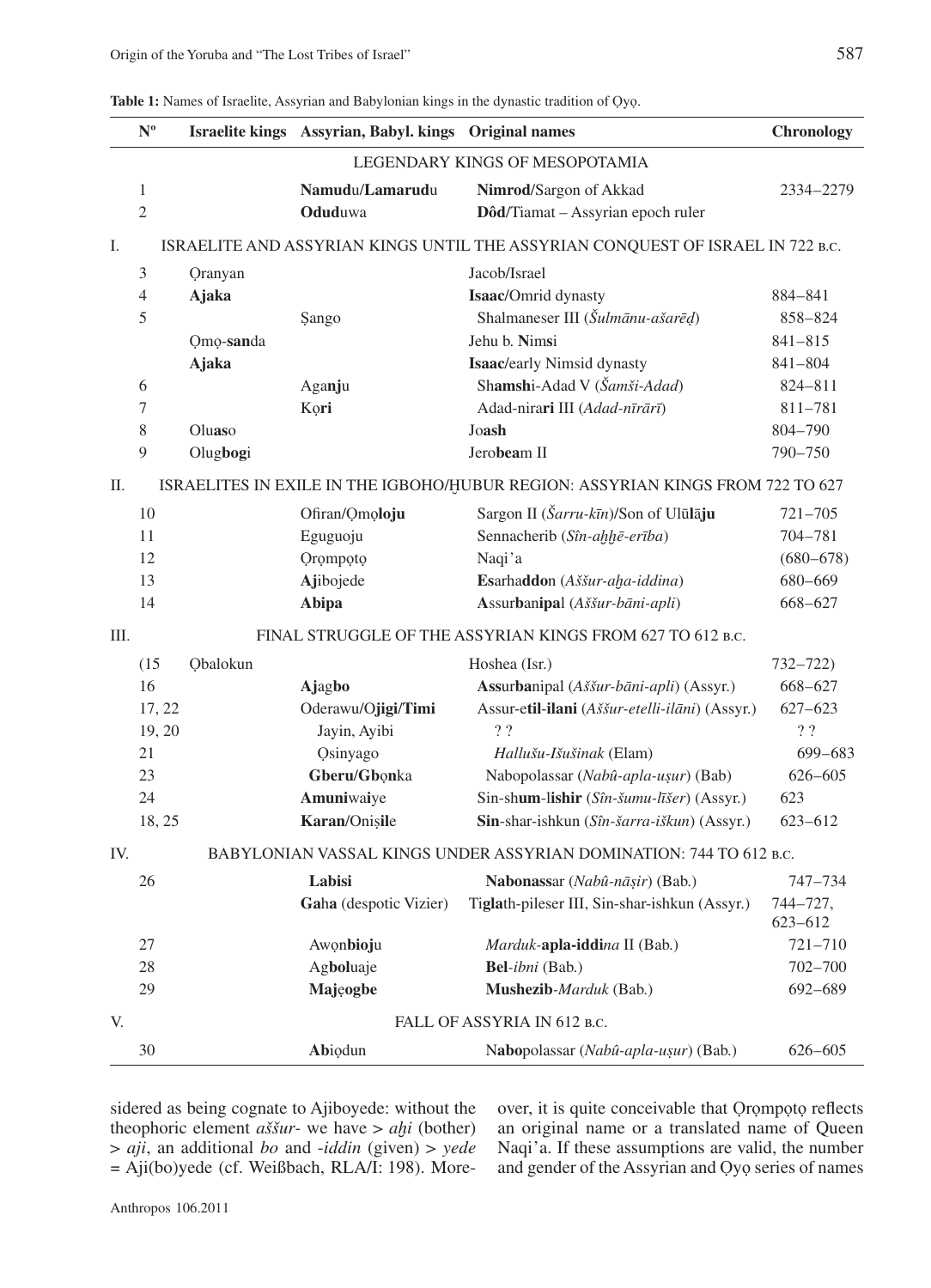**Table 1:** Names of Israelite, Assyrian and Babylonian kings in the dynastic tradition of Ọyọ.

| | Nº | Israelite kings | Assyrian, Babyl. kings | Original names | Chronology |
|---|---|---|---|---|---|
| | | | LEGENDARY KINGS OF MESOPOTAMIA | | |
| | 1 | | **Namud**u/**Lamarud**u | **Nimrod**/Sargon of Akkad | 2334–2279 |
| | 2 | | **Odud**uwa | **Dôd**/Tiamat – Assyrian epoch ruler | |
| I. | | | ISRAELITE AND ASSYRIAN KINGS UNTIL THE ASSYRIAN CONQUEST OF ISRAEL IN 722 B.C. | | |
| | 3 | Ọranyan | | Jacob/Israel | |
| | 4 | **Ajaka** | | **Isaac**/Omrid dynasty | 884–841 |
| | 5 | | Ṣango | Shalmaneser III (*Šulmānu-ašarēḍ*) | 858–824 |
| | | Ọmọ-**san**da | | Jehu b. **Nims**i | 841–815 |
| | | **Ajaka** | | **Isaac**/early Nimsid dynasty | 841–804 |
| | 6 | | Aga**nj**u | Sh**amsh**i-Adad V (*Šamši-Adad*) | 824–811 |
| | 7 | | Kọ**ri** | Adad-nira**ri** III (*Adad-nīrārī*) | 811–781 |
| | 8 | Olu**as**o | | Jo**ash** | 804–790 |
| | 9 | Olug**bog**i | | Jero**bea**m II | 790–750 |
| II. | | | ISRAELITES IN EXILE IN THE IGBOHO/ḪUBUR REGION: ASSYRIAN KINGS FROM 722 TO 627 | | |
| | 10 | | Ofiran/Ọmọ**loju** | Sargon II (*Šarru-kīn*)/Son of Ulū**lāju** | 721–705 |
| | 11 | | Eguguoju | Sennacherib (*Sîn-aḫḫē-erība*) | 704–781 |
| | 12 | | Ọrọmpọtọ | Naqi'a | (680–678) |
| | 13 | | **Aj**ibojede | **Es**arha**ddo**n (*Aššur-aḫa-iddina*) | 680–669 |
| | 14 | | **Abipa** | **A**ssur**b**an**ipa**l (*Aššur-bāni-apli*) | 668–627 |
| III. | | | FINAL STRUGGLE OF THE ASSYRIAN KINGS FROM 627 TO 612 B.C. | | |
| | (15 | Ọbalokun | | Hoshea (Isr.) | 732–722) |
| | 16 | | **Aj**ag**bo** | **Ass**ur**b**anipal (*Aššur-bāni-apli*) (Assyr.) | 668–627 |
| | 17, 22 | | Oderawu/O**jigi**/**Timi** | Assur-e**til**-**ilani** (*Aššur-etelli-ilāni*) (Assyr.) | 627–623 |
| | 19, 20 | | Jayin, Ayibi | ? ? | ? ? |
| | 21 | | Ọsinyago | *Hallušu-Išušinak* (Elam) | 699–683 |
| | 23 | | **Gberu**/**Gb**ọnka | Nabopolassar (*Nabû-apla-uṣur*) (Bab) | 626–605 |
| | 24 | | **Amuni**wa**i**ye | Sin-sh**um**-**lishir** (*Sîn-šumu-līšer*) (Assyr.) | 623 |
| | 18, 25 | | **Karan**/Oniṣ**il**e | **Sin**-shar-ishkun (*Sîn-šarra-iškun*) (Assyr.) | 623–612 |
| IV. | | | BABYLONIAN VASSAL KINGS UNDER ASSYRIAN DOMINATION: 744 TO 612 B.C. | | |
| | 26 | | **Labisi** | **Nabonass**ar (*Nabû-nāṣir*) (Bab.) | 747–734 |
| | | | **Ga**ha (despotic Vizier) | Ti**gla**th-pileser III, Sin-shar-ishkun (Assyr.) | 744–727, 623–612 |
| | 27 | | Awọn**bioj**u | *Marduk*-**apla-iddi**na II (Bab.) | 721–710 |
| | 28 | | Ag**bol**uaje | **Bel**-*ibni* (Bab.) | 702–700 |
| | 29 | | **Majẹogbe** | **Mushezib**-*Marduk* (Bab.) | 692–689 |
| V. | | | FALL OF ASSYRIA IN 612 B.C. | | |
| | 30 | | **Ab**iọdun | N**abo**polassar (*Nabû-apla-uṣur*) (Bab.) | 626–605 |

sidered as being cognate to Ajiboyede: without the theophoric element *aššur-* we have > *aḫi* (bother) > *aji*, an additional *bo* and *-iddin* (given) > *yede* = Aji(bo)yede (cf. Weißbach, RLA/I: 198). Moreover, it is quite conceivable that Ọrọmpọtọ reflects an original name or a translated name of Queen Naqi'a. If these assumptions are valid, the number and gender of the Assyrian and Ọyọ series of names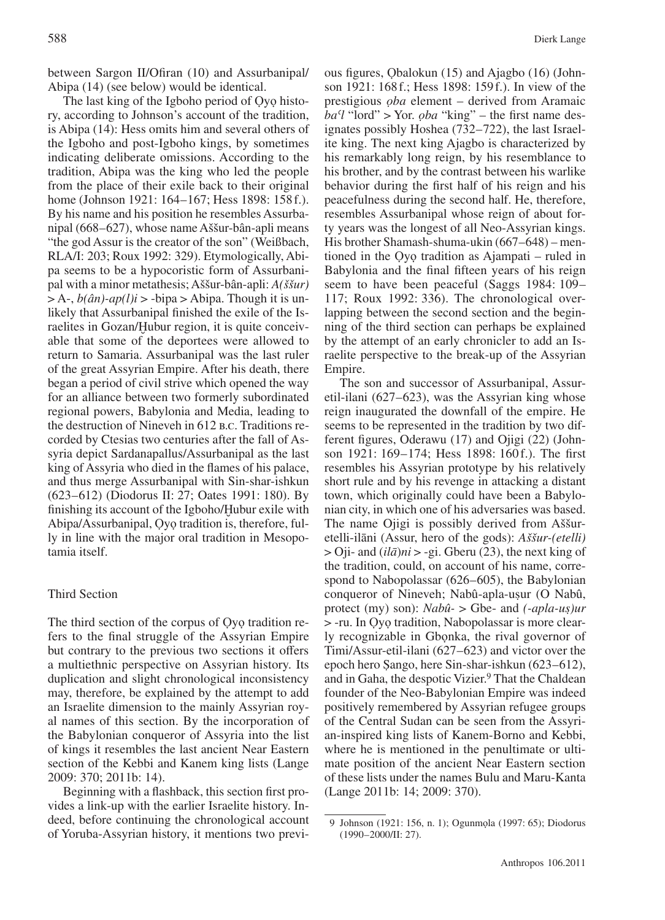between Sargon II/Ofiran (10) and Assurbanipal/Abipa (14) (see below) would be identical.

The last king of the Igboho period of Ọyọ history, according to Johnson's account of the tradition, is Abipa (14): Hess omits him and several others of the Igboho and post-Igboho kings, by sometimes indicating deliberate omissions. According to the tradition, Abipa was the king who led the people from the place of their exile back to their original home (Johnson 1921: 164–167; Hess 1898: 158 f.). By his name and his position he resembles Assurbanipal (668–627), whose name Aššur-bân-apli means "the god Assur is the creator of the son" (Weißbach, RLA/I: 203; Roux 1992: 329). Etymologically, Abipa seems to be a hypocoristic form of Assurbanipal with a minor metathesis; Aššur-bân-apli: *A(ššur)* > A-, *b(ân)-ap(l)i* > -bipa > Abipa. Though it is unlikely that Assurbanipal finished the exile of the Israelites in Gozan/Ḫubur region, it is quite conceivable that some of the deportees were allowed to return to Samaria. Assurbanipal was the last ruler of the great Assyrian Empire. After his death, there began a period of civil strive which opened the way for an alliance between two formerly subordinated regional powers, Babylonia and Media, leading to the destruction of Nineveh in 612 B.C. Traditions recorded by Ctesias two centuries after the fall of Assyria depict Sardanapallus/Assurbanipal as the last king of Assyria who died in the flames of his palace, and thus merge Assurbanipal with Sin-shar-ishkun (623–612) (Diodorus II: 27; Oates 1991: 180). By finishing its account of the Igboho/Ḫubur exile with Abipa/Assurbanipal, Ọyọ tradition is, therefore, fully in line with the major oral tradition in Mesopotamia itself.

## Third Section

The third section of the corpus of Ọyọ tradition refers to the final struggle of the Assyrian Empire but contrary to the previous two sections it offers a multiethnic perspective on Assyrian history. Its duplication and slight chronological inconsistency may, therefore, be explained by the attempt to add an Israelite dimension to the mainly Assyrian royal names of this section. By the incorporation of the Babylonian conqueror of Assyria into the list of kings it resembles the last ancient Near Eastern section of the Kebbi and Kanem king lists (Lange 2009: 370; 2011b: 14).

Beginning with a flashback, this section first provides a link-up with the earlier Israelite history. Indeed, before continuing the chronological account of Yoruba-Assyrian history, it mentions two previous figures, Ọbalokun (15) and Ajagbo (16) (Johnson 1921: 168 f.; Hess 1898: 159 f.). In view of the prestigious *ọba* element – derived from Aramaic *baᶜl* "lord" > Yor. *ọba* "king" – the first name designates possibly Hoshea (732–722), the last Israelite king. The next king Ajagbo is characterized by his remarkably long reign, by his resemblance to his brother, and by the contrast between his warlike behavior during the first half of his reign and his peacefulness during the second half. He, therefore, resembles Assurbanipal whose reign of about forty years was the longest of all Neo-Assyrian kings. His brother Shamash-shuma-ukin (667–648) – mentioned in the Ọyọ tradition as Ajampati – ruled in Babylonia and the final fifteen years of his reign seem to have been peaceful (Saggs 1984: 109–117; Roux 1992: 336). The chronological overlapping between the second section and the beginning of the third section can perhaps be explained by the attempt of an early chronicler to add an Israelite perspective to the break-up of the Assyrian Empire.

The son and successor of Assurbanipal, Assur-etil-ilani (627–623), was the Assyrian king whose reign inaugurated the downfall of the empire. He seems to be represented in the tradition by two different figures, Oderawu (17) and Ojigi (22) (Johnson 1921: 169–174; Hess 1898: 160 f.). The first resembles his Assyrian prototype by his relatively short rule and by his revenge in attacking a distant town, which originally could have been a Babylonian city, in which one of his adversaries was based. The name Ojigi is possibly derived from Aššur-etelli-ilāni (Assur, hero of the gods): *Aššur-(etelli)* > Oji- and *(ilā)ni* > -gi. Gberu (23), the next king of the tradition, could, on account of his name, correspond to Nabopolassar (626–605), the Babylonian conqueror of Nineveh; Nabû-apla-uṣur (O Nabû, protect (my) son): *Nabû-* > Gbe- and *(-apla-uṣ)ur* > -ru. In Ọyọ tradition, Nabopolassar is more clearly recognizable in Gbọnka, the rival governor of Timi/Assur-etil-ilani (627–623) and victor over the epoch hero Ṣango, here Sin-shar-ishkun (623–612), and in Gaha, the despotic Vizier.[9] That the Chaldean founder of the Neo-Babylonian Empire was indeed positively remembered by Assyrian refugee groups of the Central Sudan can be seen from the Assyrian-inspired king lists of Kanem-Borno and Kebbi, where he is mentioned in the penultimate or ultimate position of the ancient Near Eastern section of these lists under the names Bulu and Maru-Kanta (Lange 2011b: 14; 2009: 370).

---

9 Johnson (1921: 156, n. 1); Ogunmọla (1997: 65); Diodorus (1990–2000/II: 27).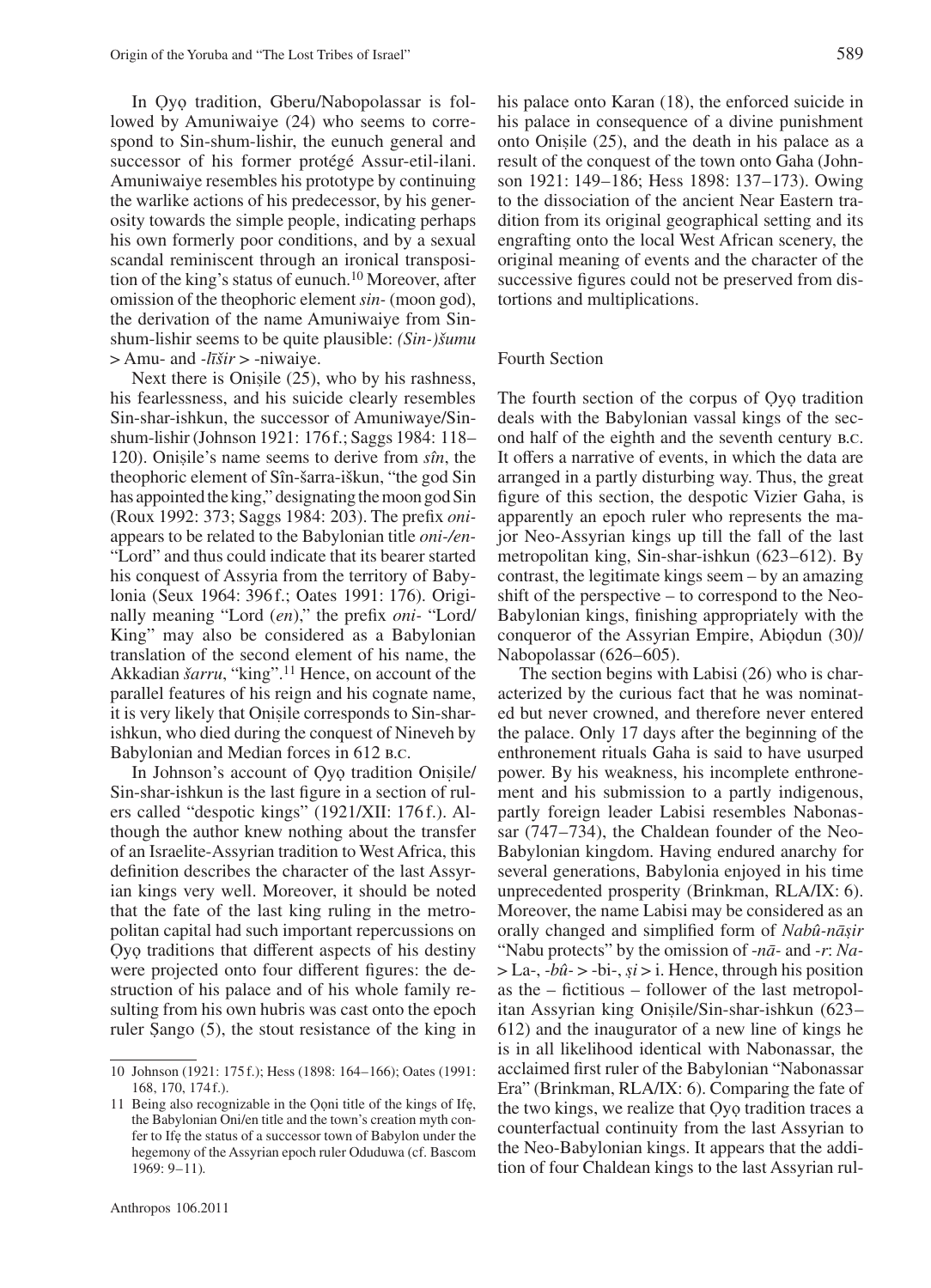In Ọyọ tradition, Gberu/Nabopolassar is followed by Amuniwaiye (24) who seems to correspond to Sin-shum-lishir, the eunuch general and successor of his former protégé Assur-etil-ilani. Amuniwaiye resembles his prototype by continuing the warlike actions of his predecessor, by his generosity towards the simple people, indicating perhaps his own formerly poor conditions, and by a sexual scandal reminiscent through an ironical transposition of the king's status of eunuch.[10] Moreover, after omission of the theophoric element *sin-* (moon god), the derivation of the name Amuniwaiye from Sin-shum-lishir seems to be quite plausible: *(Sin-)šumu* > Amu- and *-līšir* > -niwaiye.

Next there is Onișile (25), who by his rashness, his fearlessness, and his suicide clearly resembles Sin-shar-ishkun, the successor of Amuniwaye/Sin-shum-lishir (Johnson 1921: 176 f.; Saggs 1984: 118–120). Onișile's name seems to derive from *sîn*, the theophoric element of Sîn-šarra-iškun, "the god Sin has appointed the king," designating the moon god Sin (Roux 1992: 373; Saggs 1984: 203). The prefix *oni-* appears to be related to the Babylonian title *oni-/en-* "Lord" and thus could indicate that its bearer started his conquest of Assyria from the territory of Babylonia (Seux 1964: 396 f.; Oates 1991: 176). Originally meaning "Lord (*en*)," the prefix *oni-* "Lord/King" may also be considered as a Babylonian translation of the second element of his name, the Akkadian *šarru*, "king".[11] Hence, on account of the parallel features of his reign and his cognate name, it is very likely that Onișile corresponds to Sin-shar-ishkun, who died during the conquest of Nineveh by Babylonian and Median forces in 612 B.C.

In Johnson's account of Ọyọ tradition Onișile/Sin-shar-ishkun is the last figure in a section of rulers called "despotic kings" (1921/XII: 176 f.). Although the author knew nothing about the transfer of an Israelite-Assyrian tradition to West Africa, this definition describes the character of the last Assyrian kings very well. Moreover, it should be noted that the fate of the last king ruling in the metropolitan capital had such important repercussions on Ọyọ traditions that different aspects of his destiny were projected onto four different figures: the destruction of his palace and of his whole family resulting from his own hubris was cast onto the epoch ruler Șango (5), the stout resistance of the king in his palace onto Karan (18), the enforced suicide in his palace in consequence of a divine punishment onto Onișile (25), and the death in his palace as a result of the conquest of the town onto Gaha (Johnson 1921: 149–186; Hess 1898: 137–173). Owing to the dissociation of the ancient Near Eastern tradition from its original geographical setting and its engrafting onto the local West African scenery, the original meaning of events and the character of the successive figures could not be preserved from distortions and multiplications.

## Fourth Section

The fourth section of the corpus of Ọyọ tradition deals with the Babylonian vassal kings of the second half of the eighth and the seventh century B.C. It offers a narrative of events, in which the data are arranged in a partly disturbing way. Thus, the great figure of this section, the despotic Vizier Gaha, is apparently an epoch ruler who represents the major Neo-Assyrian kings up till the fall of the last metropolitan king, Sin-shar-ishkun (623–612). By contrast, the legitimate kings seem – by an amazing shift of the perspective – to correspond to the Neo-Babylonian kings, finishing appropriately with the conqueror of the Assyrian Empire, Abiọdun (30)/Nabopolassar (626–605).

The section begins with Labisi (26) who is characterized by the curious fact that he was nominated but never crowned, and therefore never entered the palace. Only 17 days after the beginning of the enthronement rituals Gaha is said to have usurped power. By his weakness, his incomplete enthronement and his submission to a partly indigenous, partly foreign leader Labisi resembles Nabonassar (747–734), the Chaldean founder of the Neo-Babylonian kingdom. Having endured anarchy for several generations, Babylonia enjoyed in his time unprecedented prosperity (Brinkman, RLA/IX: 6). Moreover, the name Labisi may be considered as an orally changed and simplified form of *Nabû-nāṣir* "Nabu protects" by the omission of *-nā-* and *-r*: *Na-* > La-, *-bû-* > -bi-, *ṣi* > i. Hence, through his position as the – fictitious – follower of the last metropolitan Assyrian king Onișile/Sin-shar-ishkun (623–612) and the inaugurator of a new line of kings he is in all likelihood identical with Nabonassar, the acclaimed first ruler of the Babylonian "Nabonassar Era" (Brinkman, RLA/IX: 6). Comparing the fate of the two kings, we realize that Ọyọ tradition traces a counterfactual continuity from the last Assyrian to the Neo-Babylonian kings. It appears that the addition of four Chaldean kings to the last Assyrian rul-

---

10 Johnson (1921: 175 f.); Hess (1898: 164–166); Oates (1991: 168, 170, 174 f.).

11 Being also recognizable in the Ọọni title of the kings of Ifẹ, the Babylonian Oni/en title and the town's creation myth confer to Ifẹ the status of a successor town of Babylon under the hegemony of the Assyrian epoch ruler Oduduwa (cf. Bascom 1969: 9–11).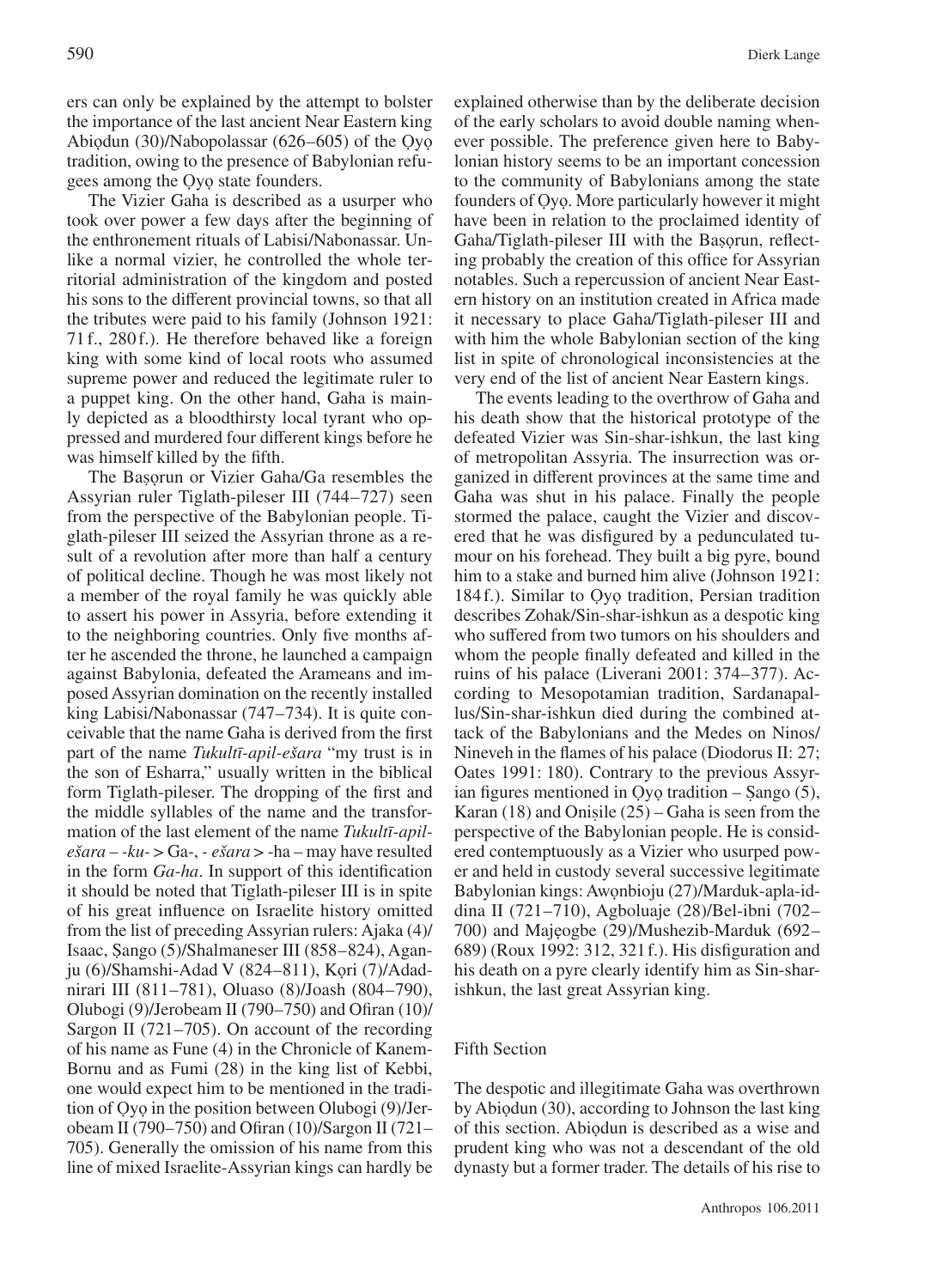ers can only be explained by the attempt to bolster the importance of the last ancient Near Eastern king Abiọdun (30)/Nabopolassar (626–605) of the Ọyọ tradition, owing to the presence of Babylonian refugees among the Ọyọ state founders.

The Vizier Gaha is described as a usurper who took over power a few days after the beginning of the enthronement rituals of Labisi/Nabonassar. Unlike a normal vizier, he controlled the whole territorial administration of the kingdom and posted his sons to the different provincial towns, so that all the tributes were paid to his family (Johnson 1921: 71 f., 280 f.). He therefore behaved like a foreign king with some kind of local roots who assumed supreme power and reduced the legitimate ruler to a puppet king. On the other hand, Gaha is mainly depicted as a bloodthirsty local tyrant who oppressed and murdered four different kings before he was himself killed by the fifth.

The Baṣọrun or Vizier Gaha/Ga resembles the Assyrian ruler Tiglath-pileser III (744–727) seen from the perspective of the Babylonian people. Tiglath-pileser III seized the Assyrian throne as a result of a revolution after more than half a century of political decline. Though he was most likely not a member of the royal family he was quickly able to assert his power in Assyria, before extending it to the neighboring countries. Only five months after he ascended the throne, he launched a campaign against Babylonia, defeated the Arameans and imposed Assyrian domination on the recently installed king Labisi/Nabonassar (747–734). It is quite conceivable that the name Gaha is derived from the first part of the name *Tukultī-apil-ešara* "my trust is in the son of Esharra," usually written in the biblical form Tiglath-pileser. The dropping of the first and the middle syllables of the name and the transformation of the last element of the name *Tukultī-apil-ešara* – *-ku-* > Ga-, *- ešara* > -ha – may have resulted in the form *Ga-ha*. In support of this identification it should be noted that Tiglath-pileser III is in spite of his great influence on Israelite history omitted from the list of preceding Assyrian rulers: Ajaka (4)/Isaac, Ṣango (5)/Shalmaneser III (858–824), Aganju (6)/Shamshi-Adad V (824–811), Kọri (7)/Adadnirari III (811–781), Oluaso (8)/Joash (804–790), Olubogi (9)/Jerobeam II (790–750) and Ofiran (10)/Sargon II (721–705). On account of the recording of his name as Fune (4) in the Chronicle of Kanem-Bornu and as Fumi (28) in the king list of Kebbi, one would expect him to be mentioned in the tradition of Ọyọ in the position between Olubogi (9)/Jerobeam II (790–750) and Ofiran (10)/Sargon II (721–705). Generally the omission of his name from this line of mixed Israelite-Assyrian kings can hardly be explained otherwise than by the deliberate decision of the early scholars to avoid double naming whenever possible. The preference given here to Babylonian history seems to be an important concession to the community of Babylonians among the state founders of Ọyọ. More particularly however it might have been in relation to the proclaimed identity of Gaha/Tiglath-pileser III with the Baṣọrun, reflecting probably the creation of this office for Assyrian notables. Such a repercussion of ancient Near Eastern history on an institution created in Africa made it necessary to place Gaha/Tiglath-pileser III and with him the whole Babylonian section of the king list in spite of chronological inconsistencies at the very end of the list of ancient Near Eastern kings.

The events leading to the overthrow of Gaha and his death show that the historical prototype of the defeated Vizier was Sin-shar-ishkun, the last king of metropolitan Assyria. The insurrection was organized in different provinces at the same time and Gaha was shut in his palace. Finally the people stormed the palace, caught the Vizier and discovered that he was disfigured by a pedunculated tumour on his forehead. They built a big pyre, bound him to a stake and burned him alive (Johnson 1921: 184 f.). Similar to Ọyọ tradition, Persian tradition describes Zohak/Sin-shar-ishkun as a despotic king who suffered from two tumors on his shoulders and whom the people finally defeated and killed in the ruins of his palace (Liverani 2001: 374–377). According to Mesopotamian tradition, Sardanapallus/Sin-shar-ishkun died during the combined attack of the Babylonians and the Medes on Ninos/Nineveh in the flames of his palace (Diodorus II: 27; Oates 1991: 180). Contrary to the previous Assyrian figures mentioned in Ọyọ tradition – Ṣango (5), Karan (18) and Oniṣile (25) – Gaha is seen from the perspective of the Babylonian people. He is considered contemptuously as a Vizier who usurped power and held in custody several successive legitimate Babylonian kings: Awọnbioju (27)/Marduk-apla-iddina II (721–710), Agboluaje (28)/Bel-ibni (702–700) and Majẹogbe (29)/Mushezib-Marduk (692–689) (Roux 1992: 312, 321 f.). His disfiguration and his death on a pyre clearly identify him as Sin-shar-ishkun, the last great Assyrian king.

## Fifth Section

The despotic and illegitimate Gaha was overthrown by Abiọdun (30), according to Johnson the last king of this section. Abiọdun is described as a wise and prudent king who was not a descendant of the old dynasty but a former trader. The details of his rise to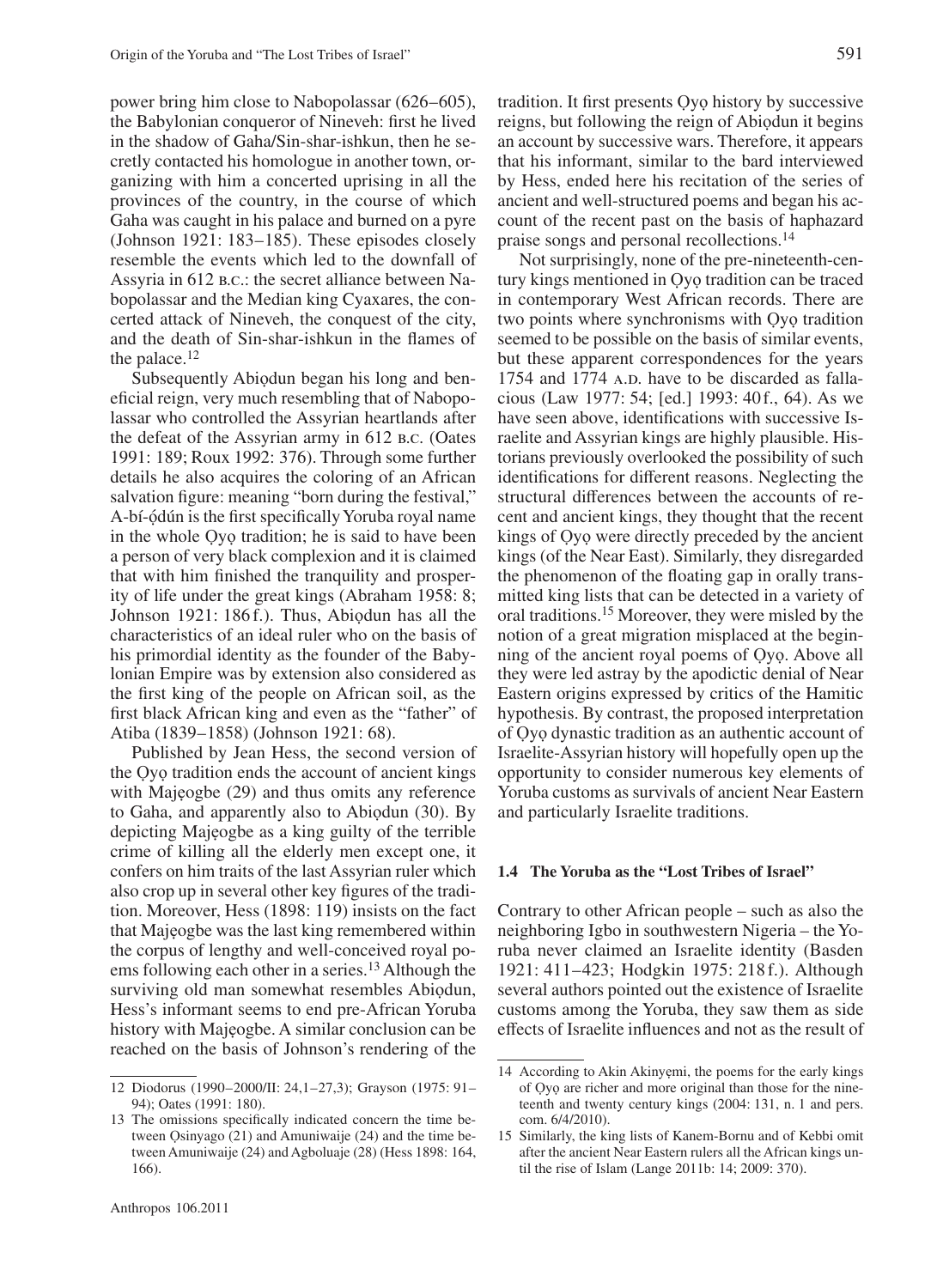power bring him close to Nabopolassar (626–605), the Babylonian conqueror of Nineveh: first he lived in the shadow of Gaha/Sin-shar-ishkun, then he secretly contacted his homologue in another town, organizing with him a concerted uprising in all the provinces of the country, in the course of which Gaha was caught in his palace and burned on a pyre (Johnson 1921: 183–185). These episodes closely resemble the events which led to the downfall of Assyria in 612 B.C.: the secret alliance between Nabopolassar and the Median king Cyaxares, the concerted attack of Nineveh, the conquest of the city, and the death of Sin-shar-ishkun in the flames of the palace.[12]

Subsequently Abiọdun began his long and beneficial reign, very much resembling that of Nabopolassar who controlled the Assyrian heartlands after the defeat of the Assyrian army in 612 B.C. (Oates 1991: 189; Roux 1992: 376). Through some further details he also acquires the coloring of an African salvation figure: meaning "born during the festival," A-bí-ọ́dún is the first specifically Yoruba royal name in the whole Ọyọ tradition; he is said to have been a person of very black complexion and it is claimed that with him finished the tranquility and prosperity of life under the great kings (Abraham 1958: 8; Johnson 1921: 186 f.). Thus, Abiọdun has all the characteristics of an ideal ruler who on the basis of his primordial identity as the founder of the Babylonian Empire was by extension also considered as the first king of the people on African soil, as the first black African king and even as the "father" of Atiba (1839–1858) (Johnson 1921: 68).

Published by Jean Hess, the second version of the Ọyọ tradition ends the account of ancient kings with Majẹogbe (29) and thus omits any reference to Gaha, and apparently also to Abiọdun (30). By depicting Majẹogbe as a king guilty of the terrible crime of killing all the elderly men except one, it confers on him traits of the last Assyrian ruler which also crop up in several other key figures of the tradition. Moreover, Hess (1898: 119) insists on the fact that Majẹogbe was the last king remembered within the corpus of lengthy and well-conceived royal poems following each other in a series.[13] Although the surviving old man somewhat resembles Abiọdun, Hess's informant seems to end pre-African Yoruba history with Majẹogbe. A similar conclusion can be reached on the basis of Johnson's rendering of the tradition. It first presents Ọyọ history by successive reigns, but following the reign of Abiọdun it begins an account by successive wars. Therefore, it appears that his informant, similar to the bard interviewed by Hess, ended here his recitation of the series of ancient and well-structured poems and began his account of the recent past on the basis of haphazard praise songs and personal recollections.[14]

Not surprisingly, none of the pre-nineteenth-century kings mentioned in Ọyọ tradition can be traced in contemporary West African records. There are two points where synchronisms with Ọyọ tradition seemed to be possible on the basis of similar events, but these apparent correspondences for the years 1754 and 1774 A.D. have to be discarded as fallacious (Law 1977: 54; [ed.] 1993: 40 f., 64). As we have seen above, identifications with successive Israelite and Assyrian kings are highly plausible. Historians previously overlooked the possibility of such identifications for different reasons. Neglecting the structural differences between the accounts of recent and ancient kings, they thought that the recent kings of Ọyọ were directly preceded by the ancient kings (of the Near East). Similarly, they disregarded the phenomenon of the floating gap in orally transmitted king lists that can be detected in a variety of oral traditions.[15] Moreover, they were misled by the notion of a great migration misplaced at the beginning of the ancient royal poems of Ọyọ. Above all they were led astray by the apodictic denial of Near Eastern origins expressed by critics of the Hamitic hypothesis. By contrast, the proposed interpretation of Ọyọ dynastic tradition as an authentic account of Israelite-Assyrian history will hopefully open up the opportunity to consider numerous key elements of Yoruba customs as survivals of ancient Near Eastern and particularly Israelite traditions.

### 1.4 The Yoruba as the "Lost Tribes of Israel"

Contrary to other African people – such as also the neighboring Igbo in southwestern Nigeria – the Yoruba never claimed an Israelite identity (Basden 1921: 411–423; Hodgkin 1975: 218 f.). Although several authors pointed out the existence of Israelite customs among the Yoruba, they saw them as side effects of Israelite influences and not as the result of

---

12 Diodorus (1990–2000/II: 24,1–27,3); Grayson (1975: 91–94); Oates (1991: 180).

13 The omissions specifically indicated concern the time between Ọsinyago (21) and Amuniwaije (24) and the time between Amuniwaije (24) and Agboluaje (28) (Hess 1898: 164, 166).

14 According to Akin Akinyẹmi, the poems for the early kings of Ọyọ are richer and more original than those for the nineteenth and twenty century kings (2004: 131, n. 1 and pers. com. 6/4/2010).

15 Similarly, the king lists of Kanem-Bornu and of Kebbi omit after the ancient Near Eastern rulers all the African kings until the rise of Islam (Lange 2011b: 14; 2009: 370).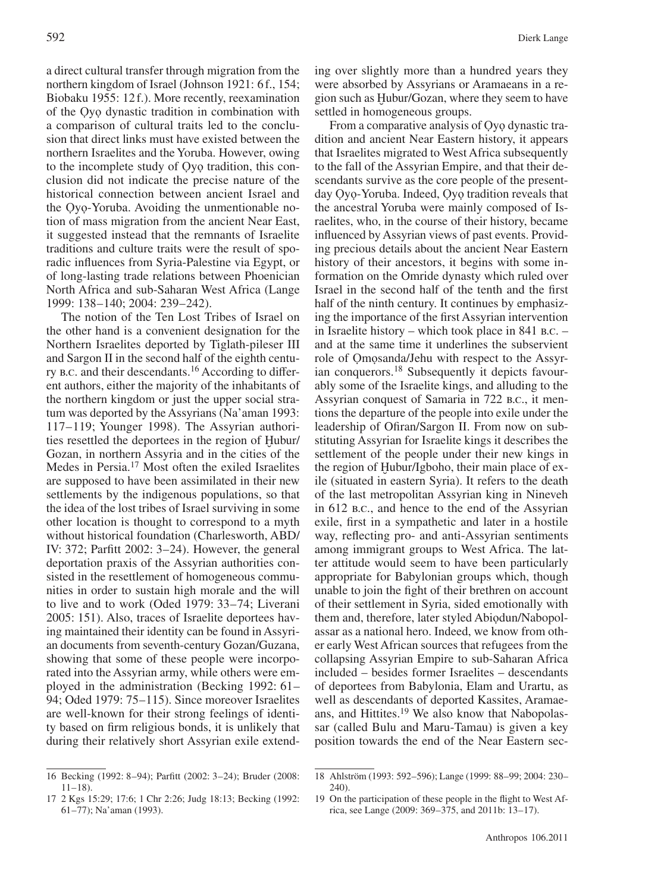a direct cultural transfer through migration from the northern kingdom of Israel (Johnson 1921: 6 f., 154; Biobaku 1955: 12 f.). More recently, reexamination of the Ọyọ dynastic tradition in combination with a comparison of cultural traits led to the conclusion that direct links must have existed between the northern Israelites and the Yoruba. However, owing to the incomplete study of Ọyọ tradition, this conclusion did not indicate the precise nature of the historical connection between ancient Israel and the Ọyọ-Yoruba. Avoiding the unmentionable notion of mass migration from the ancient Near East, it suggested instead that the remnants of Israelite traditions and culture traits were the result of sporadic influences from Syria-Palestine via Egypt, or of long-lasting trade relations between Phoenician North Africa and sub-Saharan West Africa (Lange 1999: 138–140; 2004: 239–242).

The notion of the Ten Lost Tribes of Israel on the other hand is a convenient designation for the Northern Israelites deported by Tiglath-pileser III and Sargon II in the second half of the eighth century B.C. and their descendants.[16] According to different authors, either the majority of the inhabitants of the northern kingdom or just the upper social stratum was deported by the Assyrians (Na'aman 1993: 117–119; Younger 1998). The Assyrian authorities resettled the deportees in the region of Ḫubur/Gozan, in northern Assyria and in the cities of the Medes in Persia.[17] Most often the exiled Israelites are supposed to have been assimilated in their new settlements by the indigenous populations, so that the idea of the lost tribes of Israel surviving in some other location is thought to correspond to a myth without historical foundation (Charlesworth, ABD/IV: 372; Parfitt 2002: 3–24). However, the general deportation praxis of the Assyrian authorities consisted in the resettlement of homogeneous communities in order to sustain high morale and the will to live and to work (Oded 1979: 33–74; Liverani 2005: 151). Also, traces of Israelite deportees having maintained their identity can be found in Assyrian documents from seventh-century Gozan/Guzana, showing that some of these people were incorporated into the Assyrian army, while others were employed in the administration (Becking 1992: 61–94; Oded 1979: 75–115). Since moreover Israelites are well-known for their strong feelings of identity based on firm religious bonds, it is unlikely that during their relatively short Assyrian exile extending over slightly more than a hundred years they were absorbed by Assyrians or Aramaeans in a region such as Ḫubur/Gozan, where they seem to have settled in homogeneous groups.

From a comparative analysis of Ọyọ dynastic tradition and ancient Near Eastern history, it appears that Israelites migrated to West Africa subsequently to the fall of the Assyrian Empire, and that their descendants survive as the core people of the present-day Ọyọ-Yoruba. Indeed, Ọyọ tradition reveals that the ancestral Yoruba were mainly composed of Israelites, who, in the course of their history, became influenced by Assyrian views of past events. Providing precious details about the ancient Near Eastern history of their ancestors, it begins with some information on the Omride dynasty which ruled over Israel in the second half of the tenth and the first half of the ninth century. It continues by emphasizing the importance of the first Assyrian intervention in Israelite history – which took place in 841 B.C. – and at the same time it underlines the subservient role of Ọmọsanda/Jehu with respect to the Assyrian conquerors.[18] Subsequently it depicts favourably some of the Israelite kings, and alluding to the Assyrian conquest of Samaria in 722 B.C., it mentions the departure of the people into exile under the leadership of Ofiran/Sargon II. From now on substituting Assyrian for Israelite kings it describes the settlement of the people under their new kings in the region of Ḫubur/Igboho, their main place of exile (situated in eastern Syria). It refers to the death of the last metropolitan Assyrian king in Nineveh in 612 B.C., and hence to the end of the Assyrian exile, first in a sympathetic and later in a hostile way, reflecting pro- and anti-Assyrian sentiments among immigrant groups to West Africa. The latter attitude would seem to have been particularly appropriate for Babylonian groups which, though unable to join the fight of their brethren on account of their settlement in Syria, sided emotionally with them and, therefore, later styled Abiọdun/Nabopolassar as a national hero. Indeed, we know from other early West African sources that refugees from the collapsing Assyrian Empire to sub-Saharan Africa included – besides former Israelites – descendants of deportees from Babylonia, Elam and Urartu, as well as descendants of deported Kassites, Aramaeans, and Hittites.[19] We also know that Nabopolassar (called Bulu and Maru-Tamau) is given a key position towards the end of the Near Eastern sec-

---

16 Becking (1992: 8–94); Parfitt (2002: 3–24); Bruder (2008: 11–18).

17 2 Kgs 15:29; 17:6; 1 Chr 2:26; Judg 18:13; Becking (1992: 61–77); Na'aman (1993).

18 Ahlström (1993: 592–596); Lange (1999: 88–99; 2004: 230–240).

19 On the participation of these people in the flight to West Africa, see Lange (2009: 369–375, and 2011b: 13–17).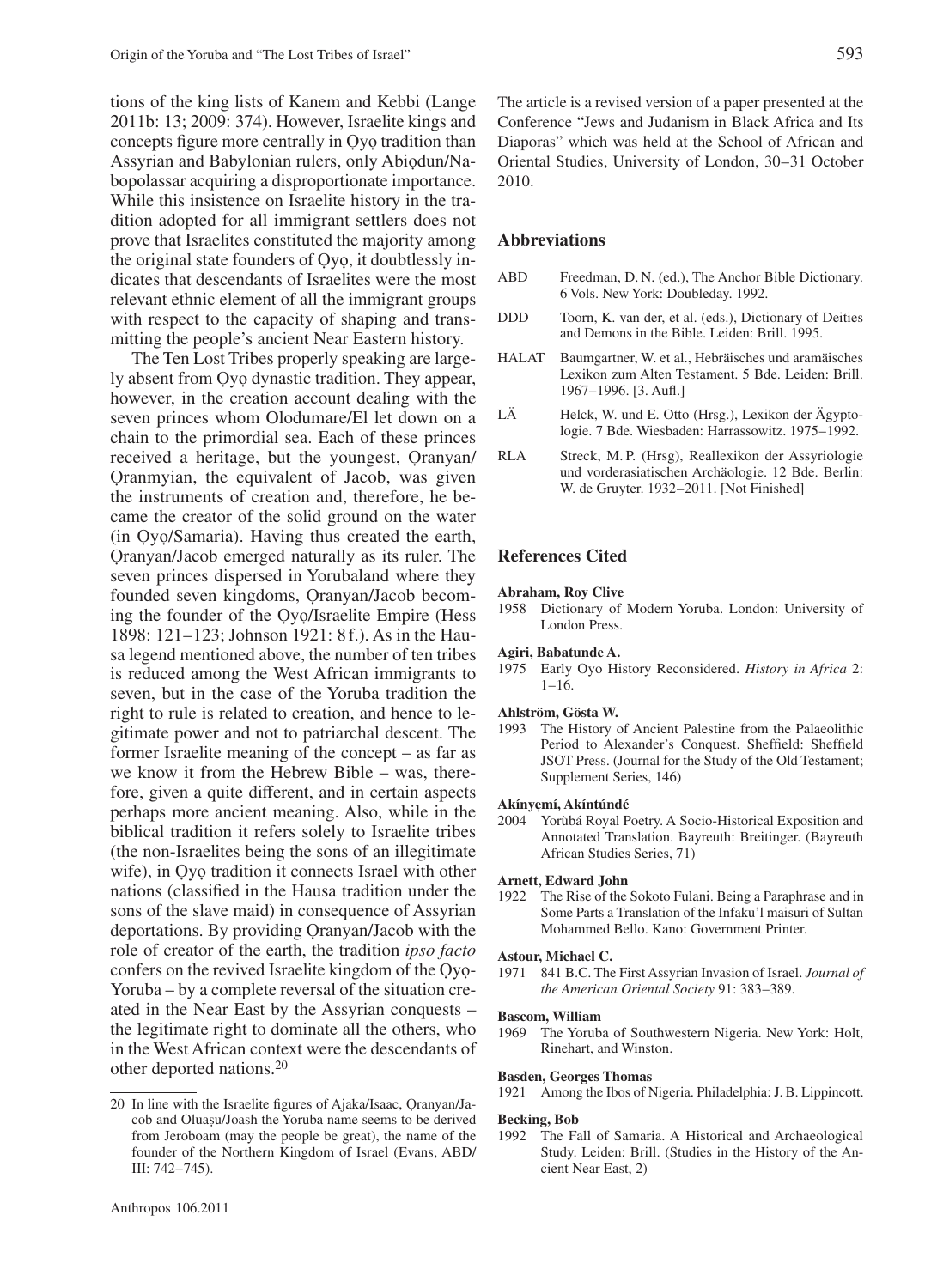tions of the king lists of Kanem and Kebbi (Lange 2011b: 13; 2009: 374). However, Israelite kings and concepts figure more centrally in Ọyọ tradition than Assyrian and Babylonian rulers, only Abiọdun/Nabopolassar acquiring a disproportionate importance. While this insistence on Israelite history in the tradition adopted for all immigrant settlers does not prove that Israelites constituted the majority among the original state founders of Ọyọ, it doubtlessly indicates that descendants of Israelites were the most relevant ethnic element of all the immigrant groups with respect to the capacity of shaping and transmitting the people's ancient Near Eastern history.

The Ten Lost Tribes properly speaking are largely absent from Ọyọ dynastic tradition. They appear, however, in the creation account dealing with the seven princes whom Olodumare/El let down on a chain to the primordial sea. Each of these princes received a heritage, but the youngest, Ọranyan/Ọranmyian, the equivalent of Jacob, was given the instruments of creation and, therefore, he became the creator of the solid ground on the water (in Ọyọ/Samaria). Having thus created the earth, Ọranyan/Jacob emerged naturally as its ruler. The seven princes dispersed in Yorubaland where they founded seven kingdoms, Ọranyan/Jacob becoming the founder of the Ọyọ/Israelite Empire (Hess 1898: 121–123; Johnson 1921: 8 f.). As in the Hausa legend mentioned above, the number of ten tribes is reduced among the West African immigrants to seven, but in the case of the Yoruba tradition the right to rule is related to creation, and hence to legitimate power and not to patriarchal descent. The former Israelite meaning of the concept – as far as we know it from the Hebrew Bible – was, therefore, given a quite different, and in certain aspects perhaps more ancient meaning. Also, while in the biblical tradition it refers solely to Israelite tribes (the non-Israelites being the sons of an illegitimate wife), in Ọyọ tradition it connects Israel with other nations (classified in the Hausa tradition under the sons of the slave maid) in consequence of Assyrian deportations. By providing Ọranyan/Jacob with the role of creator of the earth, the tradition *ipso facto* confers on the revived Israelite kingdom of the Ọyọ-Yoruba – by a complete reversal of the situation created in the Near East by the Assyrian conquests – the legitimate right to dominate all the others, who in the West African context were the descendants of other deported nations.[20]

[20] In line with the Israelite figures of Ajaka/Isaac, Ọranyan/Jacob and Oluaṣu/Joash the Yoruba name seems to be derived from Jeroboam (may the people be great), the name of the founder of the Northern Kingdom of Israel (Evans, ABD/ III: 742–745).

The article is a revised version of a paper presented at the Conference "Jews and Judanism in Black Africa and Its Diaporas" which was held at the School of African and Oriental Studies, University of London, 30–31 October 2010.

## Abbreviations

| | |
|---|---|
| ABD | Freedman, D. N. (ed.), The Anchor Bible Dictionary. 6 Vols. New York: Doubleday. 1992. |
| DDD | Toorn, K. van der, et al. (eds.), Dictionary of Deities and Demons in the Bible. Leiden: Brill. 1995. |
| HALAT | Baumgartner, W. et al., Hebräisches und aramäisches Lexikon zum Alten Testament. 5 Bde. Leiden: Brill. 1967–1996. [3. Aufl.] |
| LÄ | Helck, W. und E. Otto (Hrsg.), Lexikon der Ägyptologie. 7 Bde. Wiesbaden: Harrassowitz. 1975–1992. |
| RLA | Streck, M. P. (Hrsg), Reallexikon der Assyriologie und vorderasiatischen Archäologie. 12 Bde. Berlin: W. de Gruyter. 1932–2011. [Not Finished] |

## References Cited

**Abraham, Roy Clive**
1958 Dictionary of Modern Yoruba. London: University of London Press.

**Agiri, Babatunde A.**
1975 Early Oyo History Reconsidered. *History in Africa* 2: 1–16.

**Ahlström, Gösta W.**
1993 The History of Ancient Palestine from the Palaeolithic Period to Alexander's Conquest. Sheffield: Sheffield JSOT Press. (Journal for the Study of the Old Testament; Supplement Series, 146)

**Akínyẹmí, Akíntúndé**
2004 Yorùbá Royal Poetry. A Socio-Historical Exposition and Annotated Translation. Bayreuth: Breitinger. (Bayreuth African Studies Series, 71)

**Arnett, Edward John**
1922 The Rise of the Sokoto Fulani. Being a Paraphrase and in Some Parts a Translation of the Infaku'l maisuri of Sultan Mohammed Bello. Kano: Government Printer.

**Astour, Michael C.**
1971 841 B.C. The First Assyrian Invasion of Israel. *Journal of the American Oriental Society* 91: 383–389.

**Bascom, William**
1969 The Yoruba of Southwestern Nigeria. New York: Holt, Rinehart, and Winston.

**Basden, Georges Thomas**
1921 Among the Ibos of Nigeria. Philadelphia: J. B. Lippincott.

**Becking, Bob**
1992 The Fall of Samaria. A Historical and Archaeological Study. Leiden: Brill. (Studies in the History of the Ancient Near East, 2)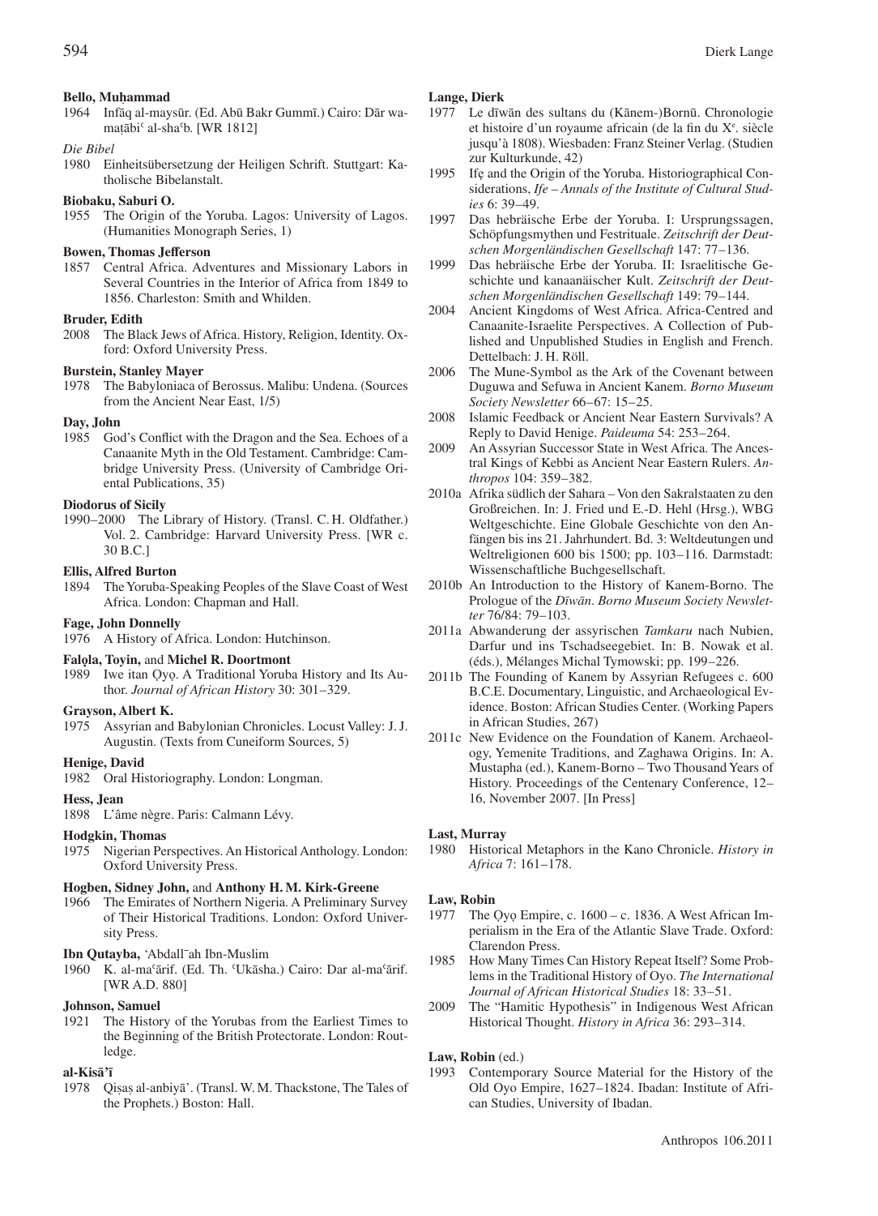**Bello, Muḥammad**

1964 Infāq al-maysūr. (Ed. Abū Bakr Gummī.) Cairo: Dār wa-maṭābiʿ al-shaʿb. [WR 1812]

*Die Bibel*

1980 Einheitsübersetzung der Heiligen Schrift. Stuttgart: Katholische Bibelanstalt.

**Biobaku, Saburi O.**

1955 The Origin of the Yoruba. Lagos: University of Lagos. (Humanities Monograph Series, 1)

**Bowen, Thomas Jefferson**

1857 Central Africa. Adventures and Missionary Labors in Several Countries in the Interior of Africa from 1849 to 1856. Charleston: Smith and Whilden.

**Bruder, Edith**

2008 The Black Jews of Africa. History, Religion, Identity. Oxford: Oxford University Press.

**Burstein, Stanley Mayer**

1978 The Babyloniaca of Berossus. Malibu: Undena. (Sources from the Ancient Near East, 1/5)

**Day, John**

1985 God's Conflict with the Dragon and the Sea. Echoes of a Canaanite Myth in the Old Testament. Cambridge: Cambridge University Press. (University of Cambridge Oriental Publications, 35)

**Diodorus of Sicily**

1990–2000 The Library of History. (Transl. C. H. Oldfather.) Vol. 2. Cambridge: Harvard University Press. [WR c. 30 B.C.]

**Ellis, Alfred Burton**

1894 The Yoruba-Speaking Peoples of the Slave Coast of West Africa. London: Chapman and Hall.

**Fage, John Donnelly**

1976 A History of Africa. London: Hutchinson.

**Falọla, Toyin,** and **Michel R. Doortmont**

1989 Iwe itan Ọyọ. A Traditional Yoruba History and Its Author. *Journal of African History* 30: 301–329.

**Grayson, Albert K.**

1975 Assyrian and Babylonian Chronicles. Locust Valley: J. J. Augustin. (Texts from Cuneiform Sources, 5)

**Henige, David**

1982 Oral Historiography. London: Longman.

**Hess, Jean**

1898 L'âme nègre. Paris: Calmann Lévy.

**Hodgkin, Thomas**

1975 Nigerian Perspectives. An Historical Anthology. London: Oxford University Press.

**Hogben, Sidney John,** and **Anthony H. M. Kirk-Greene**

1966 The Emirates of Northern Nigeria. A Preliminary Survey of Their Historical Traditions. London: Oxford University Press.

**Ibn Qutayba,** ʿAbdallāh Ibn-Muslim

1960 K. al-maʿārif. (Ed. Th. ʿUkāsha.) Cairo: Dar al-maʿārif. [WR A.D. 880]

**Johnson, Samuel**

1921 The History of the Yorubas from the Earliest Times to the Beginning of the British Protectorate. London: Routledge.

**al-Kisāʾī**

1978 Qiṣaṣ al-anbiyāʾ. (Transl. W. M. Thackstone, The Tales of the Prophets.) Boston: Hall.

**Lange, Dierk**

1977 Le dīwān des sultans du (Kānem-)Bornū. Chronologie et histoire d'un royaume africain (de la fin du X[e]. siècle jusqu'à 1808). Wiesbaden: Franz Steiner Verlag. (Studien zur Kulturkunde, 42)

1995 Ifẹ and the Origin of the Yoruba. Historiographical Considerations, *Ife – Annals of the Institute of Cultural Studies* 6: 39–49.

1997 Das hebräische Erbe der Yoruba. I: Ursprungssagen, Schöpfungsmythen und Festrituale. *Zeitschrift der Deutschen Morgenländischen Gesellschaft* 147: 77–136.

1999 Das hebräische Erbe der Yoruba. II: Israelitische Geschichte und kanaanäischer Kult. *Zeitschrift der Deutschen Morgenländischen Gesellschaft* 149: 79–144.

2004 Ancient Kingdoms of West Africa. Africa-Centred and Canaanite-Israelite Perspectives. A Collection of Published and Unpublished Studies in English and French. Dettelbach: J. H. Röll.

2006 The Mune-Symbol as the Ark of the Covenant between Duguwa and Sefuwa in Ancient Kanem. *Borno Museum Society Newsletter* 66–67: 15–25.

2008 Islamic Feedback or Ancient Near Eastern Survivals? A Reply to David Henige. *Paideuma* 54: 253–264.

2009 An Assyrian Successor State in West Africa. The Ancestral Kings of Kebbi as Ancient Near Eastern Rulers. *Anthropos* 104: 359–382.

2010a Afrika südlich der Sahara – Von den Sakralstaaten zu den Großreichen. In: J. Fried und E.-D. Hehl (Hrsg.), WBG Weltgeschichte. Eine Globale Geschichte von den Anfängen bis ins 21. Jahrhundert. Bd. 3: Weltdeutungen und Weltreligionen 600 bis 1500; pp. 103–116. Darmstadt: Wissenschaftliche Buchgesellschaft.

2010b An Introduction to the History of Kanem-Borno. The Prologue of the *Dīwān*. *Borno Museum Society Newsletter* 76/84: 79–103.

2011a Abwanderung der assyrischen *Tamkaru* nach Nubien, Darfur und ins Tschadseegebiet. In: B. Nowak et al. (éds.), Mélanges Michal Tymowski; pp. 199–226.

2011b The Founding of Kanem by Assyrian Refugees c. 600 B.C.E. Documentary, Linguistic, and Archaeological Evidence. Boston: African Studies Center. (Working Papers in African Studies, 267)

2011c New Evidence on the Foundation of Kanem. Archaeology, Yemenite Traditions, and Zaghawa Origins. In: A. Mustapha (ed.), Kanem-Borno – Two Thousand Years of History. Proceedings of the Centenary Conference, 12–16, November 2007. [In Press]

**Last, Murray**

1980 Historical Metaphors in the Kano Chronicle. *History in Africa* 7: 161–178.

**Law, Robin**

1977 The Ọyọ Empire, c. 1600 – c. 1836. A West African Imperialism in the Era of the Atlantic Slave Trade. Oxford: Clarendon Press.

1985 How Many Times Can History Repeat Itself? Some Problems in the Traditional History of Oyo. *The International Journal of African Historical Studies* 18: 33–51.

2009 The "Hamitic Hypothesis" in Indigenous West African Historical Thought. *History in Africa* 36: 293–314.

**Law, Robin** (ed.)

1993 Contemporary Source Material for the History of the Old Oyo Empire, 1627–1824. Ibadan: Institute of African Studies, University of Ibadan.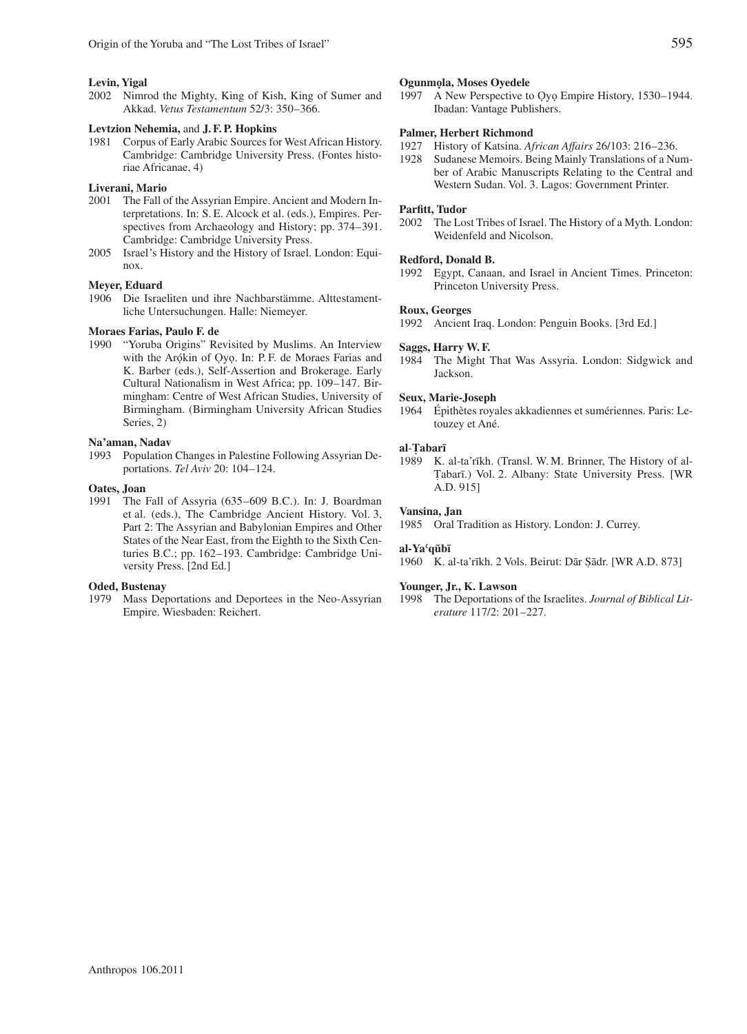**Levin, Yigal**

2002 Nimrod the Mighty, King of Kish, King of Sumer and Akkad. *Vetus Testamentum* 52/3: 350–366.

**Levtzion Nehemia,** and **J. F. P. Hopkins**

1981 Corpus of Early Arabic Sources for West African History. Cambridge: Cambridge University Press. (Fontes historiae Africanae, 4)

**Liverani, Mario**

2001 The Fall of the Assyrian Empire. Ancient and Modern Interpretations. In: S. E. Alcock et al. (eds.), Empires. Perspectives from Archaeology and History; pp. 374–391. Cambridge: Cambridge University Press.

2005 Israel's History and the History of Israel. London: Equinox.

**Meyer, Eduard**

1906 Die Israeliten und ihre Nachbarstämme. Alttestamentliche Untersuchungen. Halle: Niemeyer.

**Moraes Farias, Paulo F. de**

1990 "Yoruba Origins" Revisited by Muslims. An Interview with the Arọ́kin of Ọyọ. In: P. F. de Moraes Farias and K. Barber (eds.), Self-Assertion and Brokerage. Early Cultural Nationalism in West Africa; pp. 109–147. Birmingham: Centre of West African Studies, University of Birmingham. (Birmingham University African Studies Series, 2)

**Na'aman, Nadav**

1993 Population Changes in Palestine Following Assyrian Deportations. *Tel Aviv* 20: 104–124.

**Oates, Joan**

1991 The Fall of Assyria (635–609 B.C.). In: J. Boardman et al. (eds.), The Cambridge Ancient History. Vol. 3, Part 2: The Assyrian and Babylonian Empires and Other States of the Near East, from the Eighth to the Sixth Centuries B.C.; pp. 162–193. Cambridge: Cambridge University Press. [2nd Ed.]

**Oded, Bustenay**

1979 Mass Deportations and Deportees in the Neo-Assyrian Empire. Wiesbaden: Reichert.

**Ogunmọla, Moses Oyedele**

1997 A New Perspective to Ọyọ Empire History, 1530–1944. Ibadan: Vantage Publishers.

**Palmer, Herbert Richmond**

1927 History of Katsina. *African Affairs* 26/103: 216–236.

1928 Sudanese Memoirs. Being Mainly Translations of a Number of Arabic Manuscripts Relating to the Central and Western Sudan. Vol. 3. Lagos: Government Printer.

**Parfitt, Tudor**

2002 The Lost Tribes of Israel. The History of a Myth. London: Weidenfeld and Nicolson.

**Redford, Donald B.**

1992 Egypt, Canaan, and Israel in Ancient Times. Princeton: Princeton University Press.

**Roux, Georges**

1992 Ancient Iraq. London: Penguin Books. [3rd Ed.]

**Saggs, Harry W. F.**

1984 The Might That Was Assyria. London: Sidgwick and Jackson.

**Seux, Marie-Joseph**

1964 Épithètes royales akkadiennes et sumériennes. Paris: Letouzey et Ané.

**al-Ṭabarī**

1989 K. al-ta'rīkh. (Transl. W. M. Brinner, The History of al-Ṭabarī.) Vol. 2. Albany: State University Press. [WR A.D. 915]

**Vansina, Jan**

1985 Oral Tradition as History. London: J. Currey.

**al-Yaʿqūbī**

1960 K. al-ta'rīkh. 2 Vols. Beirut: Dār Ṣādr. [WR A.D. 873]

**Younger, Jr., K. Lawson**

1998 The Deportations of the Israelites. *Journal of Biblical Literature* 117/2: 201–227.